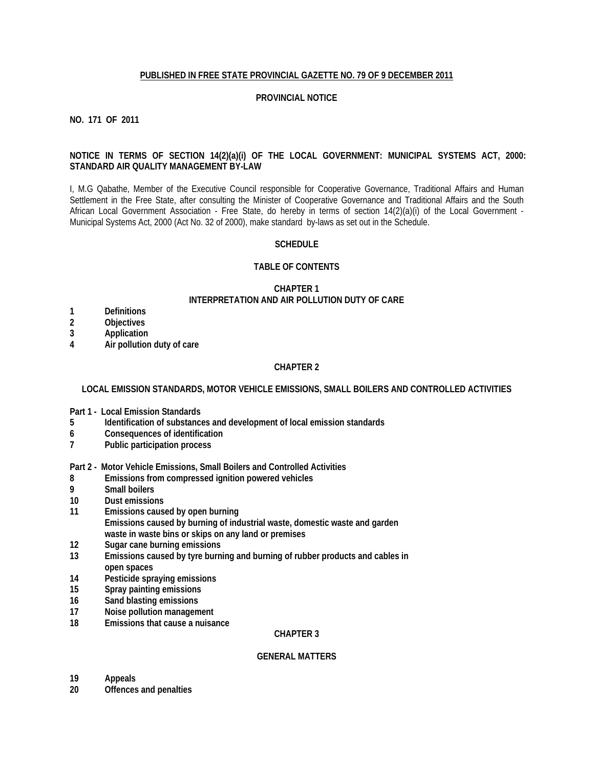**PUBLISHED IN FREE STATE PROVINCIAL GAZETTE NO. 79 OF 9 DECEMBER 2011**

**PROVINCIAL NOTICE**

**NO. 171 OF 2011**

**NOTICE IN TERMS OF SECTION 14(2)(a)(i) OF THE LOCAL GOVERNMENT: MUNICIPAL SYSTEMS ACT, 2000: STANDARD AIR QUALITY MANAGEMENT BY-LAW**

I, M.G Qabathe, Member of the Executive Council responsible for Cooperative Governance, Traditional Affairs and Human Settlement in the Free State, after consulting the Minister of Cooperative Governance and Traditional Affairs and the South African Local Government Association - Free State, do hereby in terms of section 14(2)(a)(i) of the Local Government - Municipal Systems Act, 2000 (Act No. 32 of 2000), make standard by-laws as set out in the Schedule.

**SCHEDULE**

**TABLE OF CONTENTS**

**CHAPTER 1**
**INTERPRETATION AND AIR POLLUTION DUTY OF CARE**

**1 Definitions**
**2 Objectives**
**3 Application**
**4 Air pollution duty of care**

**CHAPTER 2**

**LOCAL EMISSION STANDARDS, MOTOR VEHICLE EMISSIONS, SMALL BOILERS AND CONTROLLED ACTIVITIES**

**Part 1 - Local Emission Standards**
**5 Identification of substances and development of local emission standards**
**6 Consequences of identification**
**7 Public participation process**

**Part 2 - Motor Vehicle Emissions, Small Boilers and Controlled Activities**
**8 Emissions from compressed ignition powered vehicles**
**9 Small boilers**
**10 Dust emissions**
**11 Emissions caused by open burning**
**Emissions caused by burning of industrial waste, domestic waste and garden waste in waste bins or skips on any land or premises**
**12 Sugar cane burning emissions**
**13 Emissions caused by tyre burning and burning of rubber products and cables in open spaces**
**14 Pesticide spraying emissions**
**15 Spray painting emissions**
**16 Sand blasting emissions**
**17 Noise pollution management**
**18 Emissions that cause a nuisance**

**CHAPTER 3**

**GENERAL MATTERS**

**19 Appeals**
**20 Offences and penalties**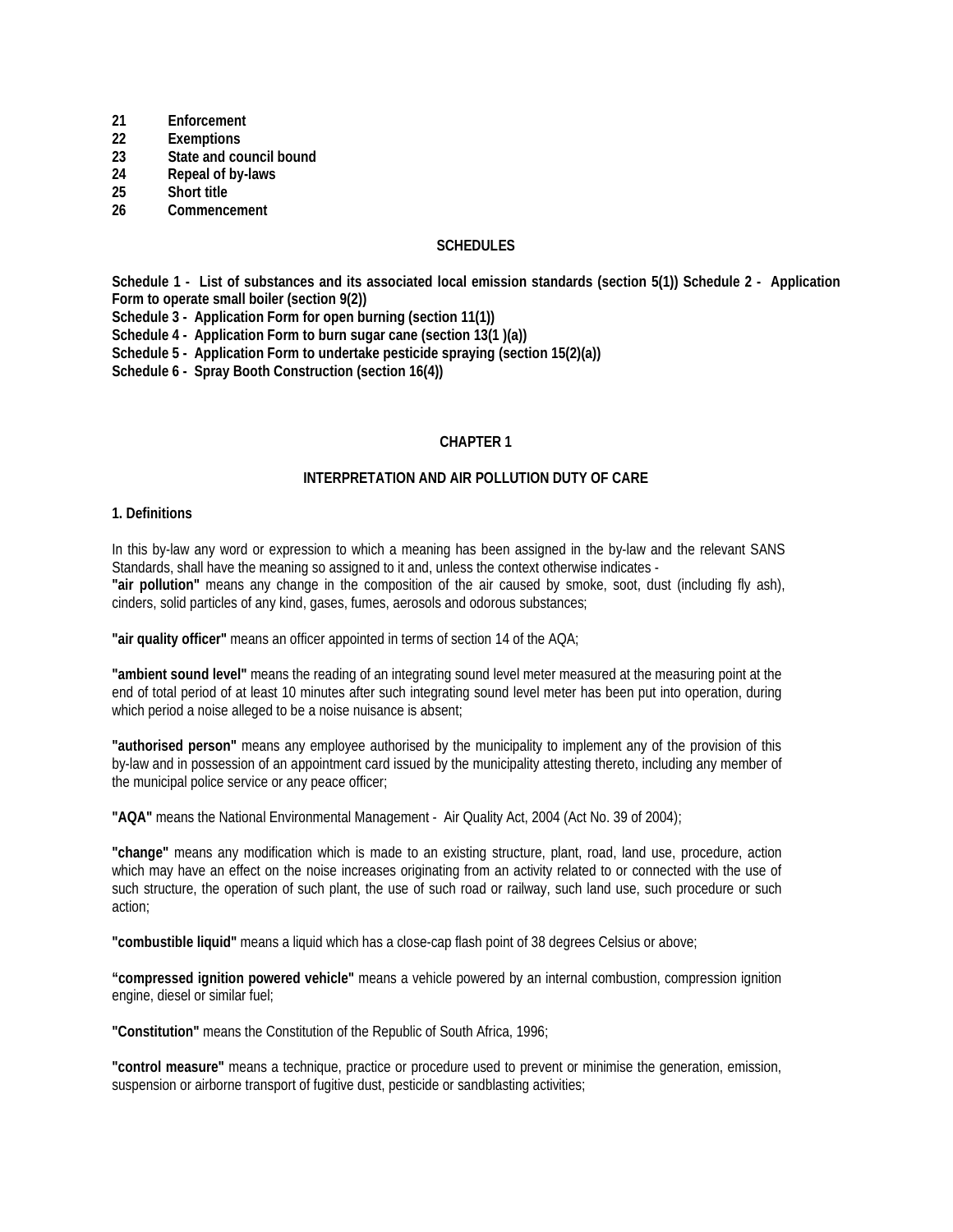**21 Enforcement**
**22 Exemptions**
**23 State and council bound**
**24 Repeal of by-laws**
**25 Short title**
**26 Commencement**

**SCHEDULES**

**Schedule 1 - List of substances and its associated local emission standards (section 5(1)) Schedule 2 - Application Form to operate small boiler (section 9(2))**
**Schedule 3 - Application Form for open burning (section 11(1))**
**Schedule 4 - Application Form to burn sugar cane (section 13(1 )(a))**
**Schedule 5 - Application Form to undertake pesticide spraying (section 15(2)(a))**
**Schedule 6 - Spray Booth Construction (section 16(4))**

## CHAPTER 1

## INTERPRETATION AND AIR POLLUTION DUTY OF CARE

### 1. Definitions

In this by-law any word or expression to which a meaning has been assigned in the by-law and the relevant SANS Standards, shall have the meaning so assigned to it and, unless the context otherwise indicates -
**"air pollution"** means any change in the composition of the air caused by smoke, soot, dust (including fly ash), cinders, solid particles of any kind, gases, fumes, aerosols and odorous substances;

**"air quality officer"** means an officer appointed in terms of section 14 of the AQA;

**"ambient sound level"** means the reading of an integrating sound level meter measured at the measuring point at the end of total period of at least 10 minutes after such integrating sound level meter has been put into operation, during which period a noise alleged to be a noise nuisance is absent;

**"authorised person"** means any employee authorised by the municipality to implement any of the provision of this by-law and in possession of an appointment card issued by the municipality attesting thereto, including any member of the municipal police service or any peace officer;

**"AQA"** means the National Environmental Management - Air Quality Act, 2004 (Act No. 39 of 2004);

**"change"** means any modification which is made to an existing structure, plant, road, land use, procedure, action which may have an effect on the noise increases originating from an activity related to or connected with the use of such structure, the operation of such plant, the use of such road or railway, such land use, such procedure or such action;

**"combustible liquid"** means a liquid which has a close-cap flash point of 38 degrees Celsius or above;

**"compressed ignition powered vehicle"** means a vehicle powered by an internal combustion, compression ignition engine, diesel or similar fuel;

**"Constitution"** means the Constitution of the Republic of South Africa, 1996;

**"control measure"** means a technique, practice or procedure used to prevent or minimise the generation, emission, suspension or airborne transport of fugitive dust, pesticide or sandblasting activities;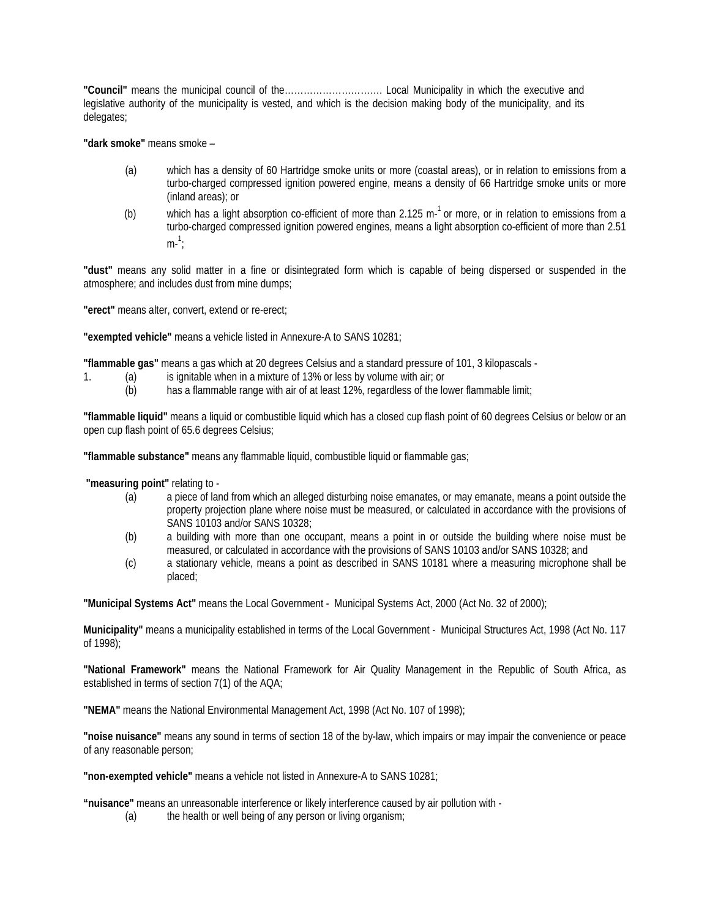**"Council"** means the municipal council of the…………………………. Local Municipality in which the executive and legislative authority of the municipality is vested, and which is the decision making body of the municipality, and its delegates;

**"dark smoke"** means smoke –

(a) which has a density of 60 Hartridge smoke units or more (coastal areas), or in relation to emissions from a turbo-charged compressed ignition powered engine, means a density of 66 Hartridge smoke units or more (inland areas); or

(b) which has a light absorption co-efficient of more than 2.125 $m^{-1}$ or more, or in relation to emissions from a turbo-charged compressed ignition powered engines, means a light absorption co-efficient of more than 2.51 $m^{-1}$;

**"dust"** means any solid matter in a fine or disintegrated form which is capable of being dispersed or suspended in the atmosphere; and includes dust from mine dumps;

**"erect"** means alter, convert, extend or re-erect;

**"exempted vehicle"** means a vehicle listed in Annexure-A to SANS 10281;

**"flammable gas"** means a gas which at 20 degrees Celsius and a standard pressure of 101, 3 kilopascals -

1. (a) is ignitable when in a mixture of 13% or less by volume with air; or
   (b) has a flammable range with air of at least 12%, regardless of the lower flammable limit;

**"flammable liquid"** means a liquid or combustible liquid which has a closed cup flash point of 60 degrees Celsius or below or an open cup flash point of 65.6 degrees Celsius;

**"flammable substance"** means any flammable liquid, combustible liquid or flammable gas;

**"measuring point"** relating to -

(a) a piece of land from which an alleged disturbing noise emanates, or may emanate, means a point outside the property projection plane where noise must be measured, or calculated in accordance with the provisions of SANS 10103 and/or SANS 10328;

(b) a building with more than one occupant, means a point in or outside the building where noise must be measured, or calculated in accordance with the provisions of SANS 10103 and/or SANS 10328; and

(c) a stationary vehicle, means a point as described in SANS 10181 where a measuring microphone shall be placed;

**"Municipal Systems Act"** means the Local Government - Municipal Systems Act, 2000 (Act No. 32 of 2000);

**Municipality"** means a municipality established in terms of the Local Government - Municipal Structures Act, 1998 (Act No. 117 of 1998);

**"National Framework"** means the National Framework for Air Quality Management in the Republic of South Africa, as established in terms of section 7(1) of the AQA;

**"NEMA"** means the National Environmental Management Act, 1998 (Act No. 107 of 1998);

**"noise nuisance"** means any sound in terms of section 18 of the by-law, which impairs or may impair the convenience or peace of any reasonable person;

**"non-exempted vehicle"** means a vehicle not listed in Annexure-A to SANS 10281;

**"nuisance"** means an unreasonable interference or likely interference caused by air pollution with -

(a) the health or well being of any person or living organism;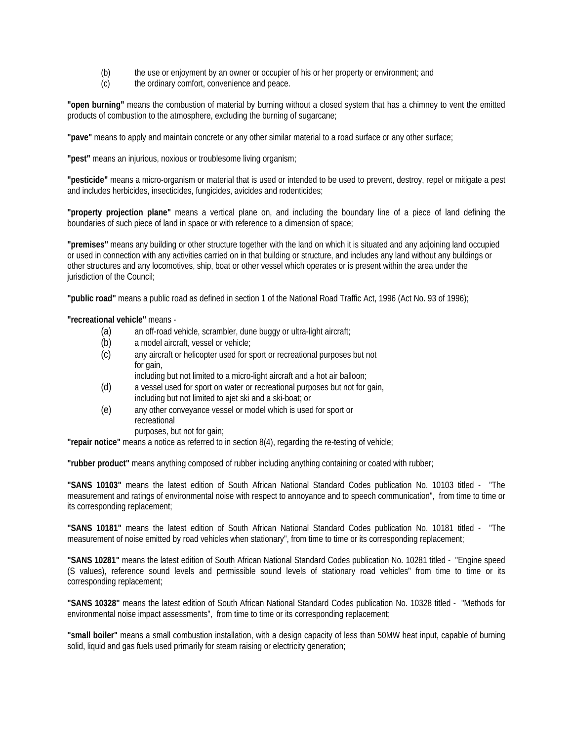(b) the use or enjoyment by an owner or occupier of his or her property or environment; and

(c) the ordinary comfort, convenience and peace.

**"open burning"** means the combustion of material by burning without a closed system that has a chimney to vent the emitted products of combustion to the atmosphere, excluding the burning of sugarcane;

**"pave"** means to apply and maintain concrete or any other similar material to a road surface or any other surface;

**"pest"** means an injurious, noxious or troublesome living organism;

**"pesticide"** means a micro-organism or material that is used or intended to be used to prevent, destroy, repel or mitigate a pest and includes herbicides, insecticides, fungicides, avicides and rodenticides;

**"property projection plane"** means a vertical plane on, and including the boundary line of a piece of land defining the boundaries of such piece of land in space or with reference to a dimension of space;

**"premises"** means any building or other structure together with the land on which it is situated and any adjoining land occupied or used in connection with any activities carried on in that building or structure, and includes any land without any buildings or other structures and any locomotives, ship, boat or other vessel which operates or is present within the area under the jurisdiction of the Council;

**"public road"** means a public road as defined in section 1 of the National Road Traffic Act, 1996 (Act No. 93 of 1996);

**"recreational vehicle"** means -

(a) an off-road vehicle, scrambler, dune buggy or ultra-light aircraft;

(b) a model aircraft, vessel or vehicle;

(c) any aircraft or helicopter used for sport or recreational purposes but not for gain, including but not limited to a micro-light aircraft and a hot air balloon;

(d) a vessel used for sport on water or recreational purposes but not for gain, including but not limited to ajet ski and a ski-boat; or

(e) any other conveyance vessel or model which is used for sport or recreational purposes, but not for gain;

**"repair notice"** means a notice as referred to in section 8(4), regarding the re-testing of vehicle;

**"rubber product"** means anything composed of rubber including anything containing or coated with rubber;

**"SANS 10103"** means the latest edition of South African National Standard Codes publication No. 10103 titled - "The measurement and ratings of environmental noise with respect to annoyance and to speech communication", from time to time or its corresponding replacement;

**"SANS 10181"** means the latest edition of South African National Standard Codes publication No. 10181 titled - "The measurement of noise emitted by road vehicles when stationary", from time to time or its corresponding replacement;

**"SANS 10281"** means the latest edition of South African National Standard Codes publication No. 10281 titled - "Engine speed (S values), reference sound levels and permissible sound levels of stationary road vehicles" from time to time or its corresponding replacement;

**"SANS 10328"** means the latest edition of South African National Standard Codes publication No. 10328 titled - "Methods for environmental noise impact assessments", from time to time or its corresponding replacement;

**"small boiler"** means a small combustion installation, with a design capacity of less than 50MW heat input, capable of burning solid, liquid and gas fuels used primarily for steam raising or electricity generation;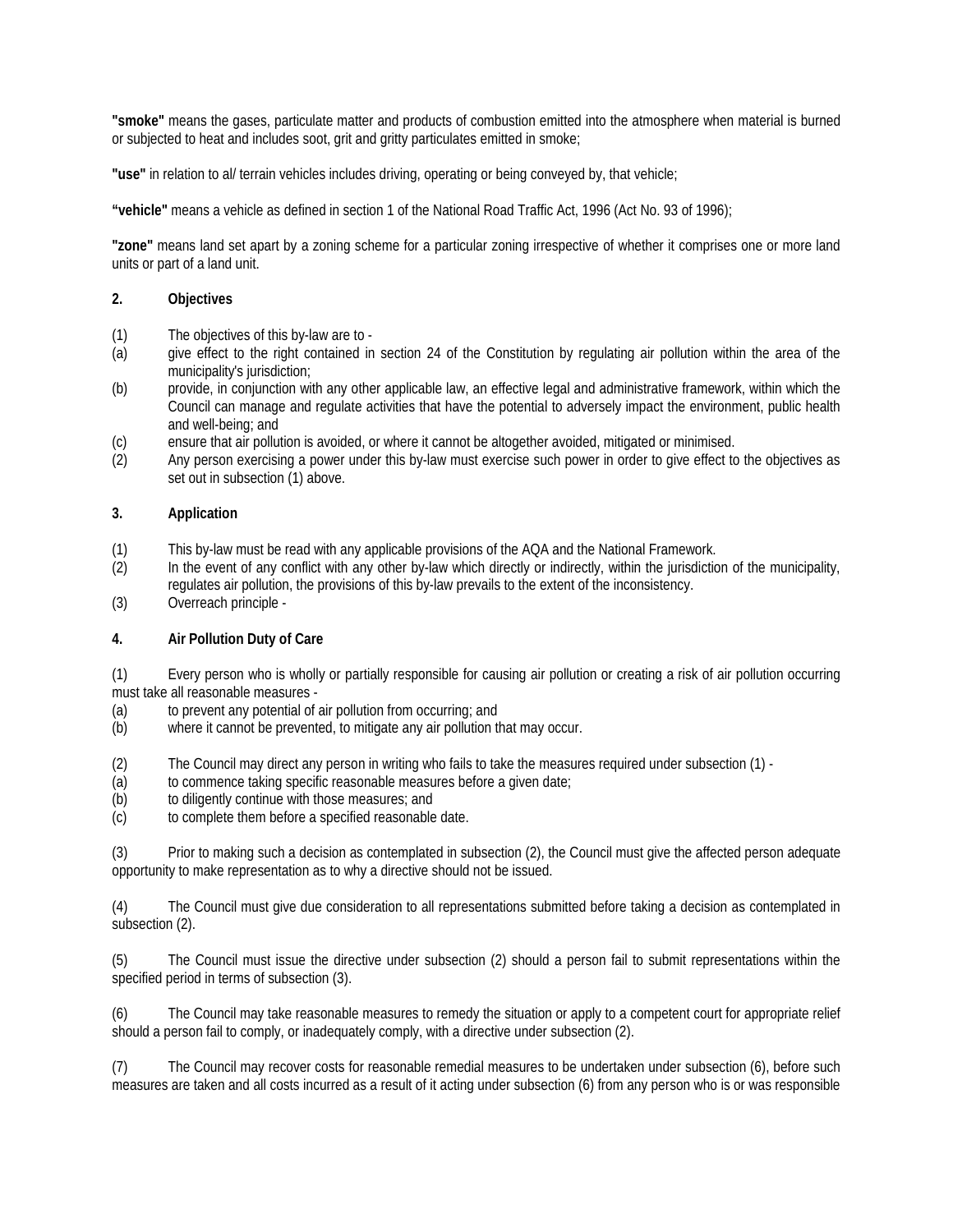**"smoke"** means the gases, particulate matter and products of combustion emitted into the atmosphere when material is burned or subjected to heat and includes soot, grit and gritty particulates emitted in smoke;

**"use"** in relation to al/ terrain vehicles includes driving, operating or being conveyed by, that vehicle;

**"vehicle"** means a vehicle as defined in section 1 of the National Road Traffic Act, 1996 (Act No. 93 of 1996);

**"zone"** means land set apart by a zoning scheme for a particular zoning irrespective of whether it comprises one or more land units or part of a land unit.

**2. Objectives**

(1) The objectives of this by-law are to -

(a) give effect to the right contained in section 24 of the Constitution by regulating air pollution within the area of the municipality's jurisdiction;

(b) provide, in conjunction with any other applicable law, an effective legal and administrative framework, within which the Council can manage and regulate activities that have the potential to adversely impact the environment, public health and well-being; and

(c) ensure that air pollution is avoided, or where it cannot be altogether avoided, mitigated or minimised.

(2) Any person exercising a power under this by-law must exercise such power in order to give effect to the objectives as set out in subsection (1) above.

**3. Application**

(1) This by-law must be read with any applicable provisions of the AQA and the National Framework.

(2) In the event of any conflict with any other by-law which directly or indirectly, within the jurisdiction of the municipality, regulates air pollution, the provisions of this by-law prevails to the extent of the inconsistency.

(3) Overreach principle -

**4. Air Pollution Duty of Care**

(1) Every person who is wholly or partially responsible for causing air pollution or creating a risk of air pollution occurring must take all reasonable measures -

(a) to prevent any potential of air pollution from occurring; and

(b) where it cannot be prevented, to mitigate any air pollution that may occur.

(2) The Council may direct any person in writing who fails to take the measures required under subsection (1) -

(a) to commence taking specific reasonable measures before a given date;

(b) to diligently continue with those measures; and

(c) to complete them before a specified reasonable date.

(3) Prior to making such a decision as contemplated in subsection (2), the Council must give the affected person adequate opportunity to make representation as to why a directive should not be issued.

(4) The Council must give due consideration to all representations submitted before taking a decision as contemplated in subsection (2).

(5) The Council must issue the directive under subsection (2) should a person fail to submit representations within the specified period in terms of subsection (3).

(6) The Council may take reasonable measures to remedy the situation or apply to a competent court for appropriate relief should a person fail to comply, or inadequately comply, with a directive under subsection (2).

(7) The Council may recover costs for reasonable remedial measures to be undertaken under subsection (6), before such measures are taken and all costs incurred as a result of it acting under subsection (6) from any person who is or was responsible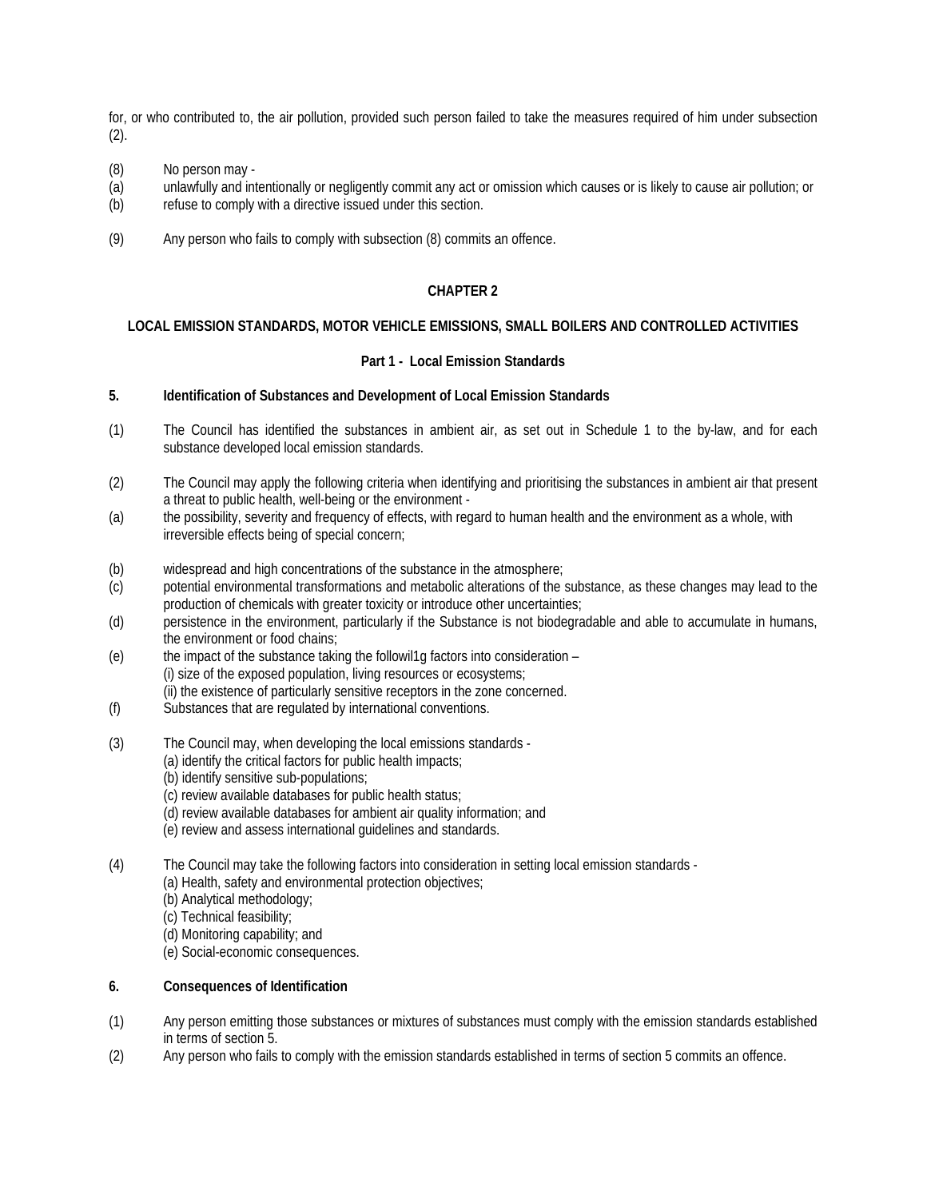for, or who contributed to, the air pollution, provided such person failed to take the measures required of him under subsection (2).

(8) No person may -

(a) unlawfully and intentionally or negligently commit any act or omission which causes or is likely to cause air pollution; or

(b) refuse to comply with a directive issued under this section.

(9) Any person who fails to comply with subsection (8) commits an offence.

## CHAPTER 2

## LOCAL EMISSION STANDARDS, MOTOR VEHICLE EMISSIONS, SMALL BOILERS AND CONTROLLED ACTIVITIES

### Part 1 - Local Emission Standards

### 5. Identification of Substances and Development of Local Emission Standards

(1) The Council has identified the substances in ambient air, as set out in Schedule 1 to the by-law, and for each substance developed local emission standards.

(2) The Council may apply the following criteria when identifying and prioritising the substances in ambient air that present a threat to public health, well-being or the environment -

(a) the possibility, severity and frequency of effects, with regard to human health and the environment as a whole, with irreversible effects being of special concern;

(b) widespread and high concentrations of the substance in the atmosphere;

(c) potential environmental transformations and metabolic alterations of the substance, as these changes may lead to the production of chemicals with greater toxicity or introduce other uncertainties;

(d) persistence in the environment, particularly if the Substance is not biodegradable and able to accumulate in humans, the environment or food chains;

(e) the impact of the substance taking the followil1g factors into consideration –
  (i) size of the exposed population, living resources or ecosystems;
  (ii) the existence of particularly sensitive receptors in the zone concerned.

(f) Substances that are regulated by international conventions.

(3) The Council may, when developing the local emissions standards -
  (a) identify the critical factors for public health impacts;
  (b) identify sensitive sub-populations;
  (c) review available databases for public health status;
  (d) review available databases for ambient air quality information; and
  (e) review and assess international guidelines and standards.

(4) The Council may take the following factors into consideration in setting local emission standards -
  (a) Health, safety and environmental protection objectives;
  (b) Analytical methodology;
  (c) Technical feasibility;
  (d) Monitoring capability; and
  (e) Social-economic consequences.

### 6. Consequences of Identification

(1) Any person emitting those substances or mixtures of substances must comply with the emission standards established in terms of section 5.

(2) Any person who fails to comply with the emission standards established in terms of section 5 commits an offence.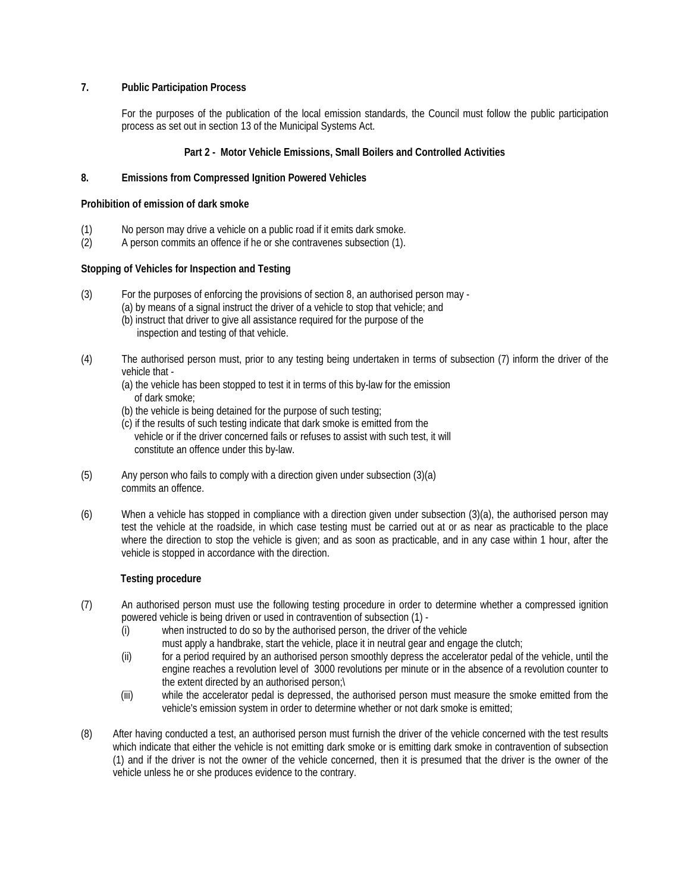**7. Public Participation Process**

For the purposes of the publication of the local emission standards, the Council must follow the public participation process as set out in section 13 of the Municipal Systems Act.

**Part 2 - Motor Vehicle Emissions, Small Boilers and Controlled Activities**

**8. Emissions from Compressed Ignition Powered Vehicles**

**Prohibition of emission of dark smoke**

(1) No person may drive a vehicle on a public road if it emits dark smoke.
(2) A person commits an offence if he or she contravenes subsection (1).

**Stopping of Vehicles for Inspection and Testing**

(3) For the purposes of enforcing the provisions of section 8, an authorised person may -
(a) by means of a signal instruct the driver of a vehicle to stop that vehicle; and
(b) instruct that driver to give all assistance required for the purpose of the inspection and testing of that vehicle.

(4) The authorised person must, prior to any testing being undertaken in terms of subsection (7) inform the driver of the vehicle that -
(a) the vehicle has been stopped to test it in terms of this by-law for the emission of dark smoke;
(b) the vehicle is being detained for the purpose of such testing;
(c) if the results of such testing indicate that dark smoke is emitted from the vehicle or if the driver concerned fails or refuses to assist with such test, it will constitute an offence under this by-law.

(5) Any person who fails to comply with a direction given under subsection (3)(a) commits an offence.

(6) When a vehicle has stopped in compliance with a direction given under subsection (3)(a), the authorised person may test the vehicle at the roadside, in which case testing must be carried out at or as near as practicable to the place where the direction to stop the vehicle is given; and as soon as practicable, and in any case within 1 hour, after the vehicle is stopped in accordance with the direction.

**Testing procedure**

(7) An authorised person must use the following testing procedure in order to determine whether a compressed ignition powered vehicle is being driven or used in contravention of subsection (1) -
(i) when instructed to do so by the authorised person, the driver of the vehicle must apply a handbrake, start the vehicle, place it in neutral gear and engage the clutch;
(ii) for a period required by an authorised person smoothly depress the accelerator pedal of the vehicle, until the engine reaches a revolution level of 3000 revolutions per minute or in the absence of a revolution counter to the extent directed by an authorised person;\
(iii) while the accelerator pedal is depressed, the authorised person must measure the smoke emitted from the vehicle's emission system in order to determine whether or not dark smoke is emitted;

(8) After having conducted a test, an authorised person must furnish the driver of the vehicle concerned with the test results which indicate that either the vehicle is not emitting dark smoke or is emitting dark smoke in contravention of subsection (1) and if the driver is not the owner of the vehicle concerned, then it is presumed that the driver is the owner of the vehicle unless he or she produces evidence to the contrary.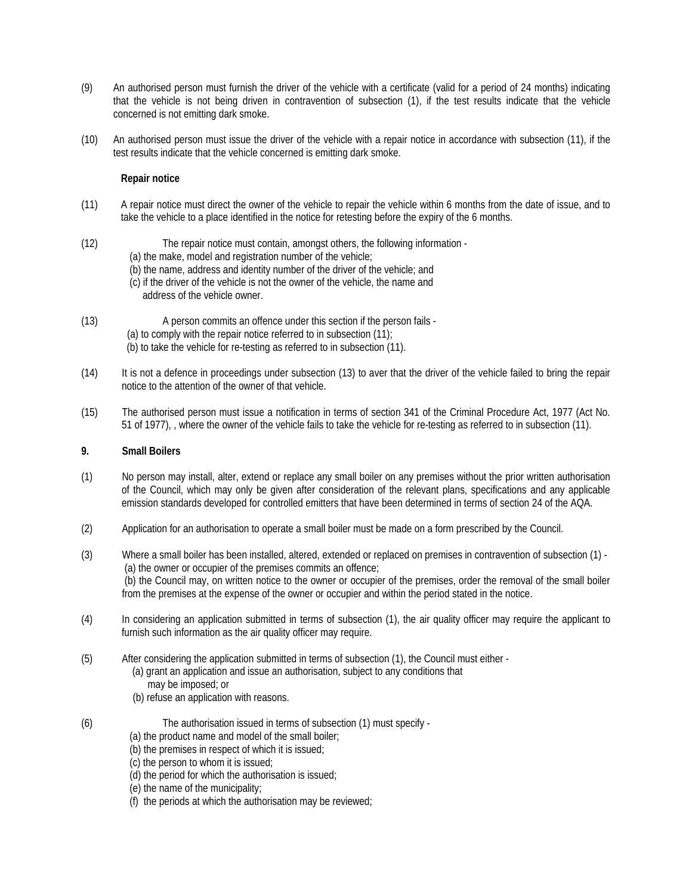(9) An authorised person must furnish the driver of the vehicle with a certificate (valid for a period of 24 months) indicating that the vehicle is not being driven in contravention of subsection (1), if the test results indicate that the vehicle concerned is not emitting dark smoke.

(10) An authorised person must issue the driver of the vehicle with a repair notice in accordance with subsection (11), if the test results indicate that the vehicle concerned is emitting dark smoke.

**Repair notice**

(11) A repair notice must direct the owner of the vehicle to repair the vehicle within 6 months from the date of issue, and to take the vehicle to a place identified in the notice for retesting before the expiry of the 6 months.

(12) The repair notice must contain, amongst others, the following information -
(a) the make, model and registration number of the vehicle;
(b) the name, address and identity number of the driver of the vehicle; and
(c) if the driver of the vehicle is not the owner of the vehicle, the name and address of the vehicle owner.

(13) A person commits an offence under this section if the person fails -
(a) to comply with the repair notice referred to in subsection (11);
(b) to take the vehicle for re-testing as referred to in subsection (11).

(14) It is not a defence in proceedings under subsection (13) to aver that the driver of the vehicle failed to bring the repair notice to the attention of the owner of that vehicle.

(15) The authorised person must issue a notification in terms of section 341 of the Criminal Procedure Act, 1977 (Act No. 51 of 1977), , where the owner of the vehicle fails to take the vehicle for re-testing as referred to in subsection (11).

**9. Small Boilers**

(1) No person may install, alter, extend or replace any small boiler on any premises without the prior written authorisation of the Council, which may only be given after consideration of the relevant plans, specifications and any applicable emission standards developed for controlled emitters that have been determined in terms of section 24 of the AQA.

(2) Application for an authorisation to operate a small boiler must be made on a form prescribed by the Council.

(3) Where a small boiler has been installed, altered, extended or replaced on premises in contravention of subsection (1) -
(a) the owner or occupier of the premises commits an offence;
(b) the Council may, on written notice to the owner or occupier of the premises, order the removal of the small boiler from the premises at the expense of the owner or occupier and within the period stated in the notice.

(4) In considering an application submitted in terms of subsection (1), the air quality officer may require the applicant to furnish such information as the air quality officer may require.

(5) After considering the application submitted in terms of subsection (1), the Council must either -
(a) grant an application and issue an authorisation, subject to any conditions that may be imposed; or
(b) refuse an application with reasons.

(6) The authorisation issued in terms of subsection (1) must specify -
(a) the product name and model of the small boiler;
(b) the premises in respect of which it is issued;
(c) the person to whom it is issued;
(d) the period for which the authorisation is issued;
(e) the name of the municipality;
(f) the periods at which the authorisation may be reviewed;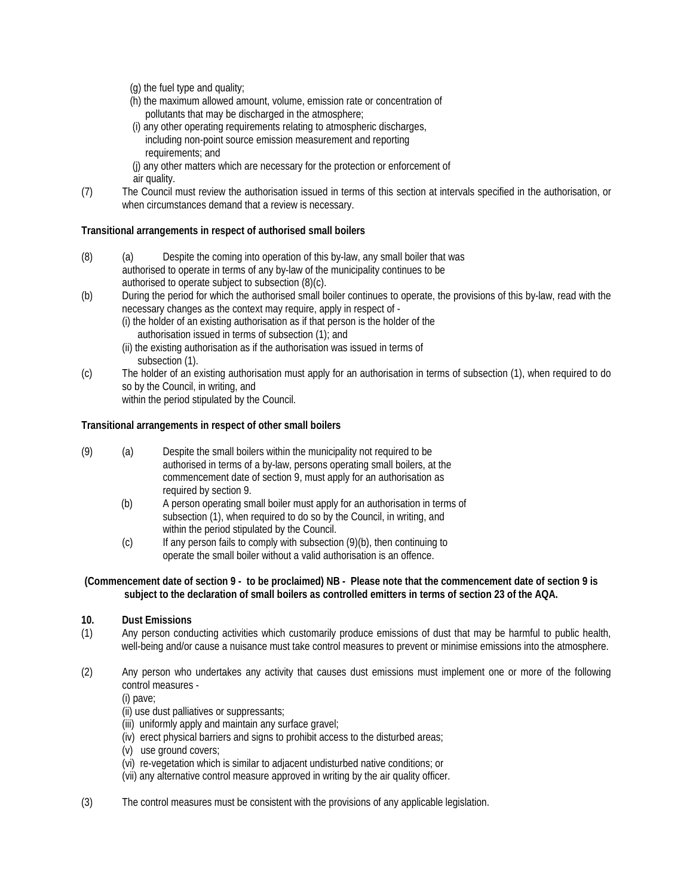(g) the fuel type and quality;

(h) the maximum allowed amount, volume, emission rate or concentration of pollutants that may be discharged in the atmosphere;

(i) any other operating requirements relating to atmospheric discharges, including non-point source emission measurement and reporting requirements; and

(j) any other matters which are necessary for the protection or enforcement of air quality.

(7) The Council must review the authorisation issued in terms of this section at intervals specified in the authorisation, or when circumstances demand that a review is necessary.

**Transitional arrangements in respect of authorised small boilers**

(8) (a) Despite the coming into operation of this by-law, any small boiler that was authorised to operate in terms of any by-law of the municipality continues to be authorised to operate subject to subsection (8)(c).

(b) During the period for which the authorised small boiler continues to operate, the provisions of this by-law, read with the necessary changes as the context may require, apply in respect of -

(i) the holder of an existing authorisation as if that person is the holder of the authorisation issued in terms of subsection (1); and

(ii) the existing authorisation as if the authorisation was issued in terms of subsection (1).

(c) The holder of an existing authorisation must apply for an authorisation in terms of subsection (1), when required to do so by the Council, in writing, and within the period stipulated by the Council.

**Transitional arrangements in respect of other small boilers**

(9) (a) Despite the small boilers within the municipality not required to be authorised in terms of a by-law, persons operating small boilers, at the commencement date of section 9, must apply for an authorisation as required by section 9.

(b) A person operating small boiler must apply for an authorisation in terms of subsection (1), when required to do so by the Council, in writing, and within the period stipulated by the Council.

(c) If any person fails to comply with subsection (9)(b), then continuing to operate the small boiler without a valid authorisation is an offence.

**(Commencement date of section 9 - to be proclaimed) NB - Please note that the commencement date of section 9 is subject to the declaration of small boilers as controlled emitters in terms of section 23 of the AQA.**

**10. Dust Emissions**

(1) Any person conducting activities which customarily produce emissions of dust that may be harmful to public health, well-being and/or cause a nuisance must take control measures to prevent or minimise emissions into the atmosphere.

(2) Any person who undertakes any activity that causes dust emissions must implement one or more of the following control measures -

(i) pave;

(ii) use dust palliatives or suppressants;

(iii) uniformly apply and maintain any surface gravel;

(iv) erect physical barriers and signs to prohibit access to the disturbed areas;

(v) use ground covers;

(vi) re-vegetation which is similar to adjacent undisturbed native conditions; or

(vii) any alternative control measure approved in writing by the air quality officer.

(3) The control measures must be consistent with the provisions of any applicable legislation.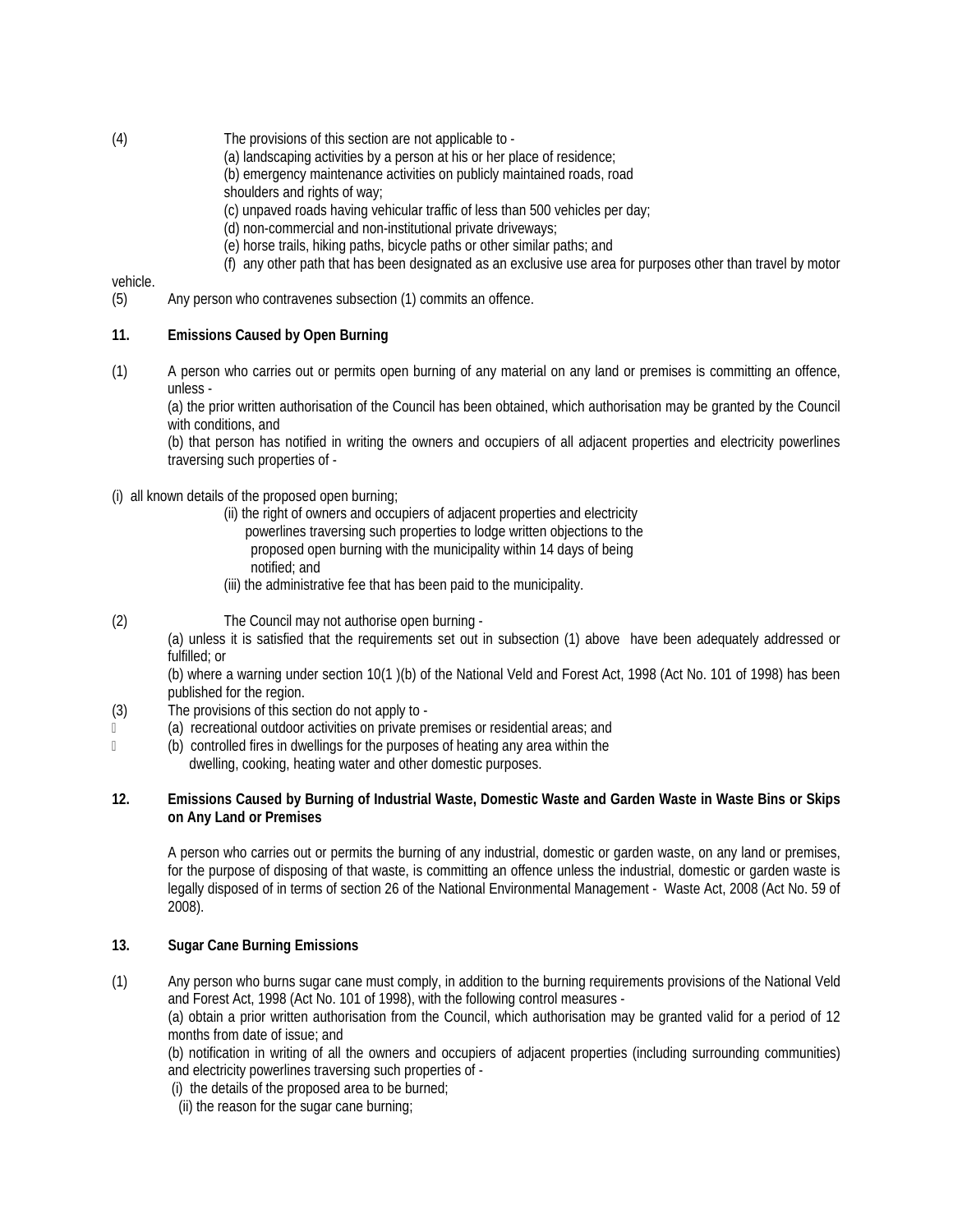(4) The provisions of this section are not applicable to -

(a) landscaping activities by a person at his or her place of residence;

(b) emergency maintenance activities on publicly maintained roads, road shoulders and rights of way;

(c) unpaved roads having vehicular traffic of less than 500 vehicles per day;

(d) non-commercial and non-institutional private driveways;

(e) horse trails, hiking paths, bicycle paths or other similar paths; and

(f) any other path that has been designated as an exclusive use area for purposes other than travel by motor vehicle.

(5) Any person who contravenes subsection (1) commits an offence.

**11. Emissions Caused by Open Burning**

(1) A person who carries out or permits open burning of any material on any land or premises is committing an offence, unless -

(a) the prior written authorisation of the Council has been obtained, which authorisation may be granted by the Council with conditions, and

(b) that person has notified in writing the owners and occupiers of all adjacent properties and electricity powerlines traversing such properties of -

(i) all known details of the proposed open burning;

(ii) the right of owners and occupiers of adjacent properties and electricity powerlines traversing such properties to lodge written objections to the proposed open burning with the municipality within 14 days of being notified; and

(iii) the administrative fee that has been paid to the municipality.

(2) The Council may not authorise open burning -

(a) unless it is satisfied that the requirements set out in subsection (1) above have been adequately addressed or fulfilled; or

(b) where a warning under section 10(1 )(b) of the National Veld and Forest Act, 1998 (Act No. 101 of 1998) has been published for the region.

(3) The provisions of this section do not apply to -

(a) recreational outdoor activities on private premises or residential areas; and

(b) controlled fires in dwellings for the purposes of heating any area within the dwelling, cooking, heating water and other domestic purposes.

**12. Emissions Caused by Burning of Industrial Waste, Domestic Waste and Garden Waste in Waste Bins or Skips on Any Land or Premises**

A person who carries out or permits the burning of any industrial, domestic or garden waste, on any land or premises, for the purpose of disposing of that waste, is committing an offence unless the industrial, domestic or garden waste is legally disposed of in terms of section 26 of the National Environmental Management - Waste Act, 2008 (Act No. 59 of 2008).

**13. Sugar Cane Burning Emissions**

(1) Any person who burns sugar cane must comply, in addition to the burning requirements provisions of the National Veld and Forest Act, 1998 (Act No. 101 of 1998), with the following control measures -

(a) obtain a prior written authorisation from the Council, which authorisation may be granted valid for a period of 12 months from date of issue; and

(b) notification in writing of all the owners and occupiers of adjacent properties (including surrounding communities) and electricity powerlines traversing such properties of -

(i) the details of the proposed area to be burned;

(ii) the reason for the sugar cane burning;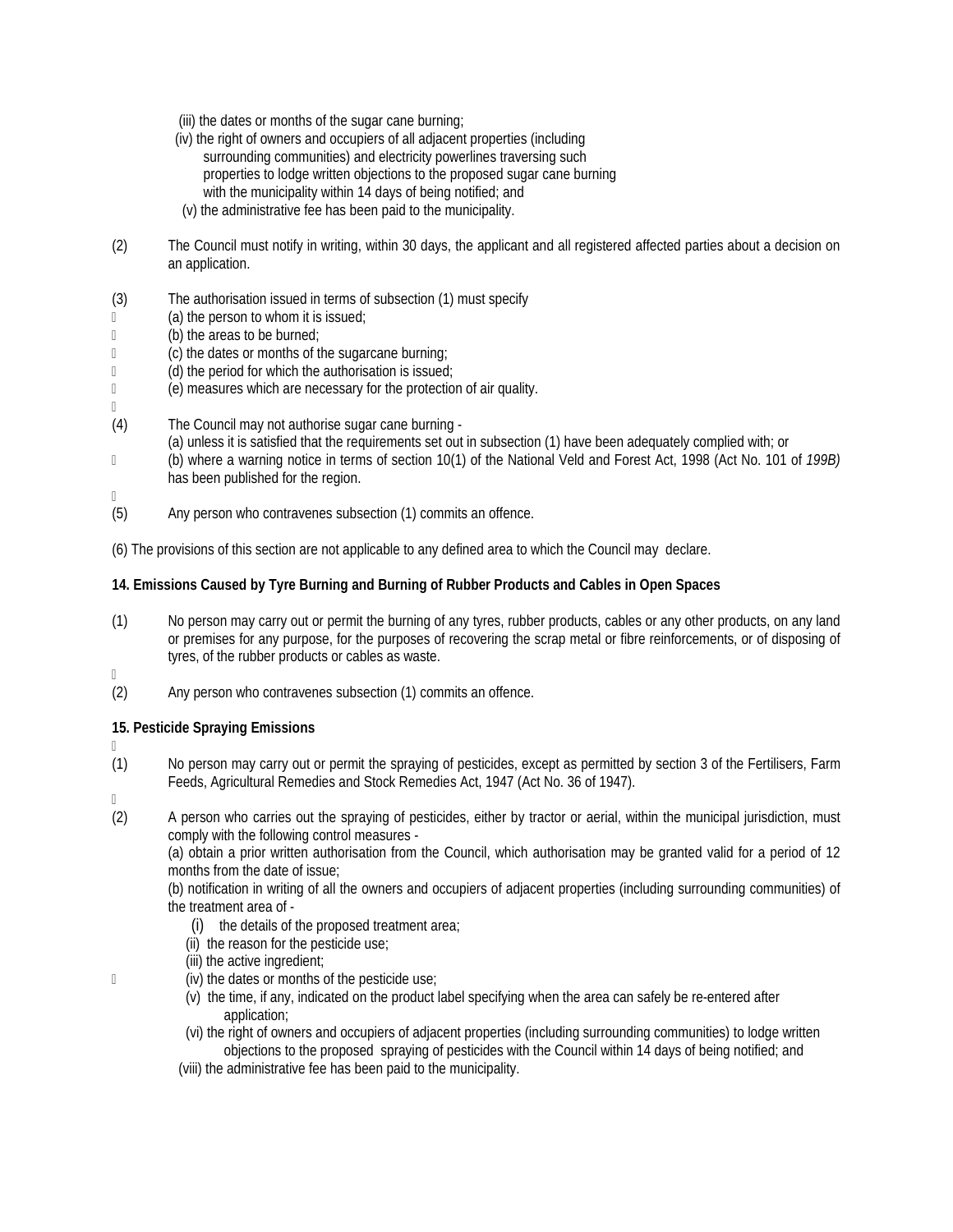(iii) the dates or months of the sugar cane burning;
(iv) the right of owners and occupiers of all adjacent properties (including surrounding communities) and electricity powerlines traversing such properties to lodge written objections to the proposed sugar cane burning with the municipality within 14 days of being notified; and
(v) the administrative fee has been paid to the municipality.

(2) The Council must notify in writing, within 30 days, the applicant and all registered affected parties about a decision on an application.

(3) The authorisation issued in terms of subsection (1) must specify
(a) the person to whom it is issued;
(b) the areas to be burned;
(c) the dates or months of the sugarcane burning;
(d) the period for which the authorisation is issued;
(e) measures which are necessary for the protection of air quality.

(4) The Council may not authorise sugar cane burning -
(a) unless it is satisfied that the requirements set out in subsection (1) have been adequately complied with; or
(b) where a warning notice in terms of section 10(1) of the National Veld and Forest Act, 1998 (Act No. 101 of *199B)* has been published for the region.

(5) Any person who contravenes subsection (1) commits an offence.

(6) The provisions of this section are not applicable to any defined area to which the Council may declare.

**14. Emissions Caused by Tyre Burning and Burning of Rubber Products and Cables in Open Spaces**

(1) No person may carry out or permit the burning of any tyres, rubber products, cables or any other products, on any land or premises for any purpose, for the purposes of recovering the scrap metal or fibre reinforcements, or of disposing of tyres, of the rubber products or cables as waste.

(2) Any person who contravenes subsection (1) commits an offence.

**15. Pesticide Spraying Emissions**

(1) No person may carry out or permit the spraying of pesticides, except as permitted by section 3 of the Fertilisers, Farm Feeds, Agricultural Remedies and Stock Remedies Act, 1947 (Act No. 36 of 1947).

(2) A person who carries out the spraying of pesticides, either by tractor or aerial, within the municipal jurisdiction, must comply with the following control measures -
(a) obtain a prior written authorisation from the Council, which authorisation may be granted valid for a period of 12 months from the date of issue;
(b) notification in writing of all the owners and occupiers of adjacent properties (including surrounding communities) of the treatment area of -
(i) the details of the proposed treatment area;
(ii) the reason for the pesticide use;
(iii) the active ingredient;
(iv) the dates or months of the pesticide use;
(v) the time, if any, indicated on the product label specifying when the area can safely be re-entered after application;
(vi) the right of owners and occupiers of adjacent properties (including surrounding communities) to lodge written objections to the proposed spraying of pesticides with the Council within 14 days of being notified; and
(viii) the administrative fee has been paid to the municipality.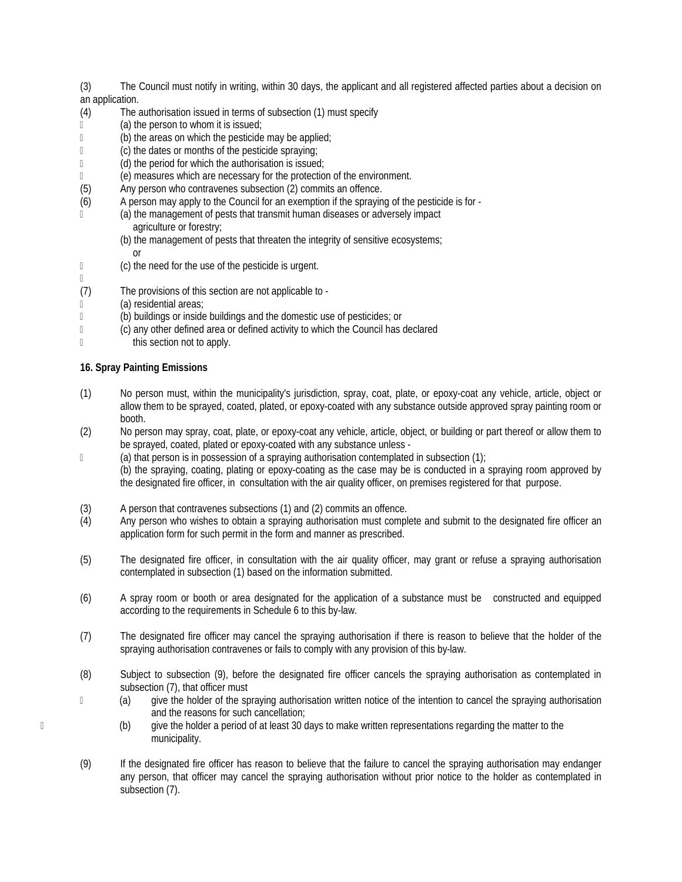(3) The Council must notify in writing, within 30 days, the applicant and all registered affected parties about a decision on an application.

(4) The authorisation issued in terms of subsection (1) must specify

- (a) the person to whom it is issued;
- (b) the areas on which the pesticide may be applied;
- (c) the dates or months of the pesticide spraying;
- (d) the period for which the authorisation is issued;
- (e) measures which are necessary for the protection of the environment.

(5) Any person who contravenes subsection (2) commits an offence.

(6) A person may apply to the Council for an exemption if the spraying of the pesticide is for -

- (a) the management of pests that transmit human diseases or adversely impact agriculture or forestry;
- (b) the management of pests that threaten the integrity of sensitive ecosystems; or
- (c) the need for the use of the pesticide is urgent.

(7) The provisions of this section are not applicable to -

- (a) residential areas;
- (b) buildings or inside buildings and the domestic use of pesticides; or
- (c) any other defined area or defined activity to which the Council has declared this section not to apply.

**16. Spray Painting Emissions**

(1) No person must, within the municipality's jurisdiction, spray, coat, plate, or epoxy-coat any vehicle, article, object or allow them to be sprayed, coated, plated, or epoxy-coated with any substance outside approved spray painting room or booth.

(2) No person may spray, coat, plate, or epoxy-coat any vehicle, article, object, or building or part thereof or allow them to be sprayed, coated, plated or epoxy-coated with any substance unless -

- (a) that person is in possession of a spraying authorisation contemplated in subsection (1);
- (b) the spraying, coating, plating or epoxy-coating as the case may be is conducted in a spraying room approved by the designated fire officer, in consultation with the air quality officer, on premises registered for that purpose.

(3) A person that contravenes subsections (1) and (2) commits an offence.

(4) Any person who wishes to obtain a spraying authorisation must complete and submit to the designated fire officer an application form for such permit in the form and manner as prescribed.

(5) The designated fire officer, in consultation with the air quality officer, may grant or refuse a spraying authorisation contemplated in subsection (1) based on the information submitted.

(6) A spray room or booth or area designated for the application of a substance must be constructed and equipped according to the requirements in Schedule 6 to this by-law.

(7) The designated fire officer may cancel the spraying authorisation if there is reason to believe that the holder of the spraying authorisation contravenes or fails to comply with any provision of this by-law.

(8) Subject to subsection (9), before the designated fire officer cancels the spraying authorisation as contemplated in subsection (7), that officer must

- (a) give the holder of the spraying authorisation written notice of the intention to cancel the spraying authorisation and the reasons for such cancellation;
- (b) give the holder a period of at least 30 days to make written representations regarding the matter to the municipality.

(9) If the designated fire officer has reason to believe that the failure to cancel the spraying authorisation may endanger any person, that officer may cancel the spraying authorisation without prior notice to the holder as contemplated in subsection (7).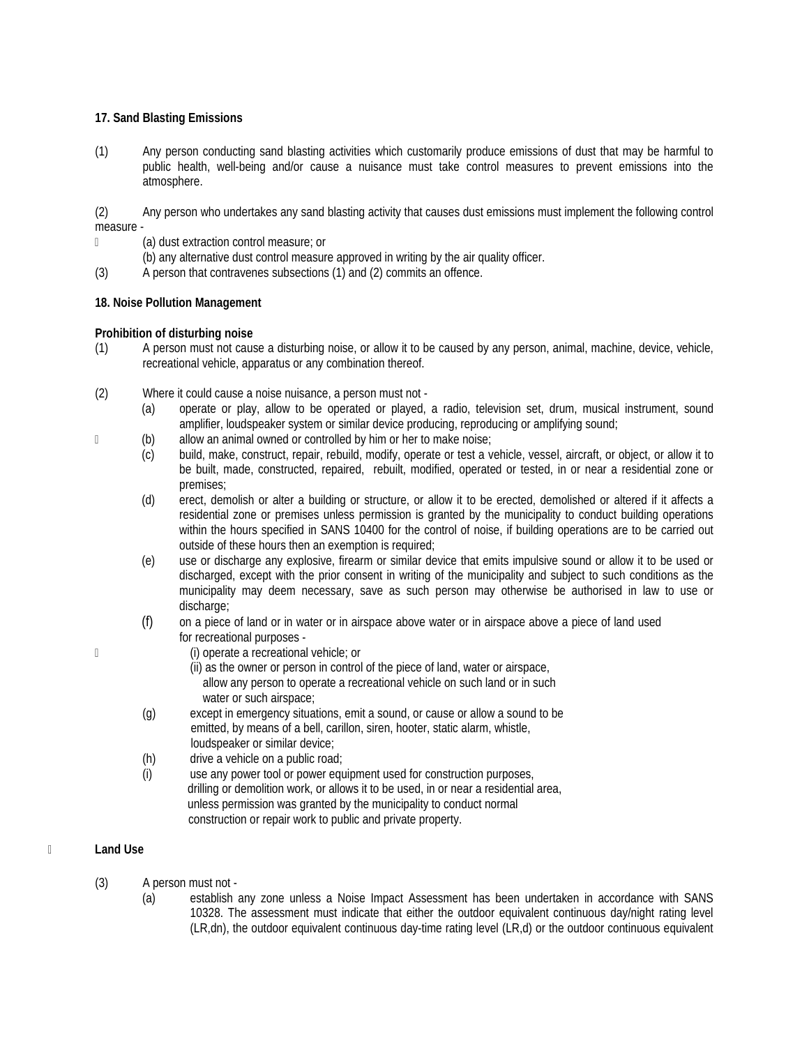**17. Sand Blasting Emissions**

(1) Any person conducting sand blasting activities which customarily produce emissions of dust that may be harmful to public health, well-being and/or cause a nuisance must take control measures to prevent emissions into the atmosphere.

(2) Any person who undertakes any sand blasting activity that causes dust emissions must implement the following control measure -

(a) dust extraction control measure; or

(b) any alternative dust control measure approved in writing by the air quality officer.

(3) A person that contravenes subsections (1) and (2) commits an offence.

**18. Noise Pollution Management**

**Prohibition of disturbing noise**

(1) A person must not cause a disturbing noise, or allow it to be caused by any person, animal, machine, device, vehicle, recreational vehicle, apparatus or any combination thereof.

(2) Where it could cause a noise nuisance, a person must not -

(a) operate or play, allow to be operated or played, a radio, television set, drum, musical instrument, sound amplifier, loudspeaker system or similar device producing, reproducing or amplifying sound;

(b) allow an animal owned or controlled by him or her to make noise;

(c) build, make, construct, repair, rebuild, modify, operate or test a vehicle, vessel, aircraft, or object, or allow it to be built, made, constructed, repaired, rebuilt, modified, operated or tested, in or near a residential zone or premises;

(d) erect, demolish or alter a building or structure, or allow it to be erected, demolished or altered if it affects a residential zone or premises unless permission is granted by the municipality to conduct building operations within the hours specified in SANS 10400 for the control of noise, if building operations are to be carried out outside of these hours then an exemption is required;

(e) use or discharge any explosive, firearm or similar device that emits impulsive sound or allow it to be used or discharged, except with the prior consent in writing of the municipality and subject to such conditions as the municipality may deem necessary, save as such person may otherwise be authorised in law to use or discharge;

(f) on a piece of land or in water or in airspace above water or in airspace above a piece of land used for recreational purposes -

(i) operate a recreational vehicle; or

(ii) as the owner or person in control of the piece of land, water or airspace, allow any person to operate a recreational vehicle on such land or in such water or such airspace;

(g) except in emergency situations, emit a sound, or cause or allow a sound to be emitted, by means of a bell, carillon, siren, hooter, static alarm, whistle, loudspeaker or similar device;

(h) drive a vehicle on a public road;

(i) use any power tool or power equipment used for construction purposes, drilling or demolition work, or allows it to be used, in or near a residential area, unless permission was granted by the municipality to conduct normal construction or repair work to public and private property.

**Land Use**

(3) A person must not -

(a) establish any zone unless a Noise Impact Assessment has been undertaken in accordance with SANS 10328. The assessment must indicate that either the outdoor equivalent continuous day/night rating level (LR,dn), the outdoor equivalent continuous day-time rating level (LR,d) or the outdoor continuous equivalent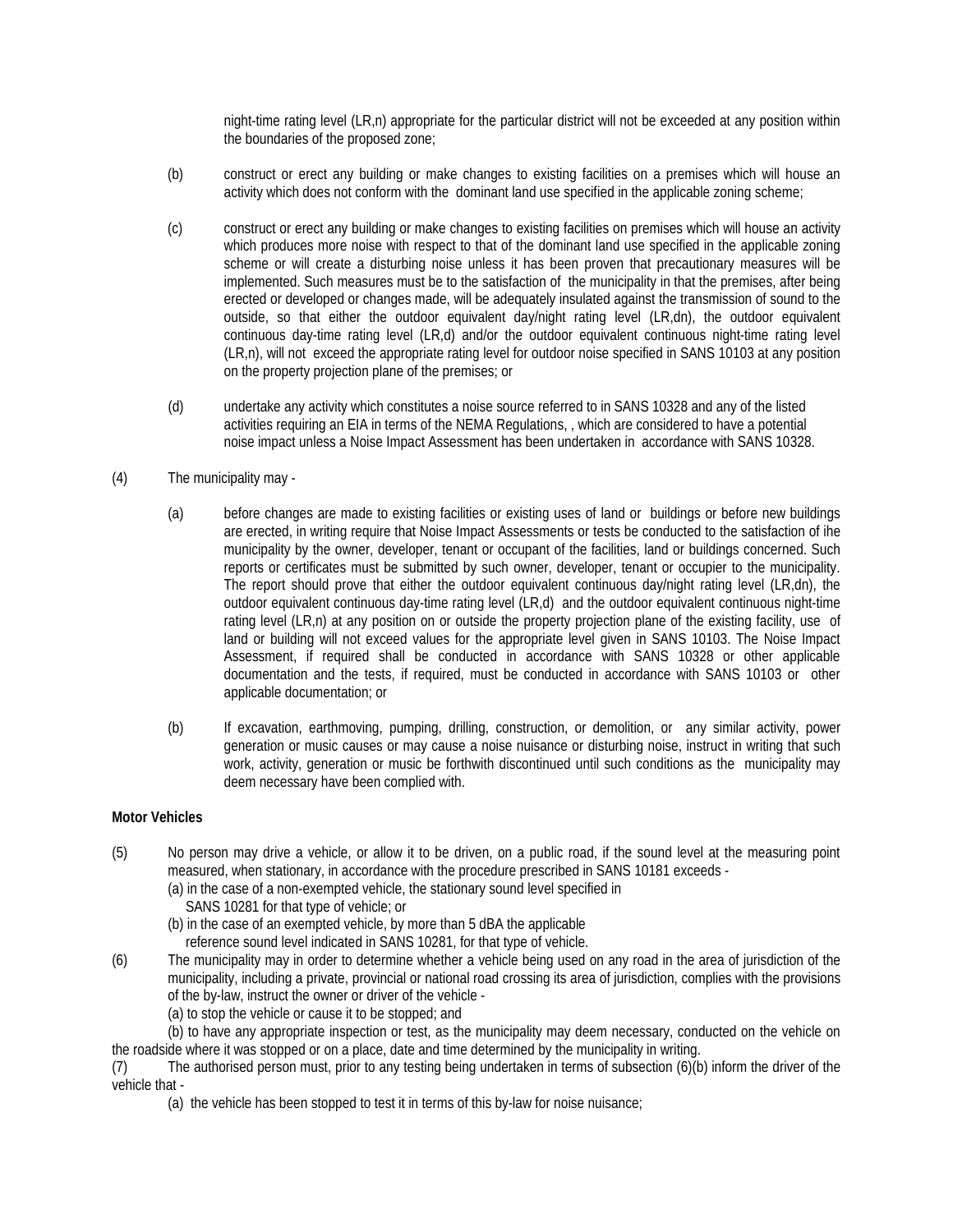night-time rating level (LR,n) appropriate for the particular district will not be exceeded at any position within the boundaries of the proposed zone;

(b) construct or erect any building or make changes to existing facilities on a premises which will house an activity which does not conform with the dominant land use specified in the applicable zoning scheme;

(c) construct or erect any building or make changes to existing facilities on premises which will house an activity which produces more noise with respect to that of the dominant land use specified in the applicable zoning scheme or will create a disturbing noise unless it has been proven that precautionary measures will be implemented. Such measures must be to the satisfaction of the municipality in that the premises, after being erected or developed or changes made, will be adequately insulated against the transmission of sound to the outside, so that either the outdoor equivalent day/night rating level (LR,dn), the outdoor equivalent continuous day-time rating level (LR,d) and/or the outdoor equivalent continuous night-time rating level (LR,n), will not exceed the appropriate rating level for outdoor noise specified in SANS 10103 at any position on the property projection plane of the premises; or

(d) undertake any activity which constitutes a noise source referred to in SANS 10328 and any of the listed activities requiring an EIA in terms of the NEMA Regulations, , which are considered to have a potential noise impact unless a Noise Impact Assessment has been undertaken in accordance with SANS 10328.

(4) The municipality may -

(a) before changes are made to existing facilities or existing uses of land or buildings or before new buildings are erected, in writing require that Noise Impact Assessments or tests be conducted to the satisfaction of ihe municipality by the owner, developer, tenant or occupant of the facilities, land or buildings concerned. Such reports or certificates must be submitted by such owner, developer, tenant or occupier to the municipality. The report should prove that either the outdoor equivalent continuous day/night rating level (LR,dn), the outdoor equivalent continuous day-time rating level (LR,d) and the outdoor equivalent continuous night-time rating level (LR,n) at any position on or outside the property projection plane of the existing facility, use of land or building will not exceed values for the appropriate level given in SANS 10103. The Noise Impact Assessment, if required shall be conducted in accordance with SANS 10328 or other applicable documentation and the tests, if required, must be conducted in accordance with SANS 10103 or other applicable documentation; or

(b) If excavation, earthmoving, pumping, drilling, construction, or demolition, or any similar activity, power generation or music causes or may cause a noise nuisance or disturbing noise, instruct in writing that such work, activity, generation or music be forthwith discontinued until such conditions as the municipality may deem necessary have been complied with.

**Motor Vehicles**

(5) No person may drive a vehicle, or allow it to be driven, on a public road, if the sound level at the measuring point measured, when stationary, in accordance with the procedure prescribed in SANS 10181 exceeds -

(a) in the case of a non-exempted vehicle, the stationary sound level specified in SANS 10281 for that type of vehicle; or

(b) in the case of an exempted vehicle, by more than 5 dBA the applicable reference sound level indicated in SANS 10281, for that type of vehicle.

(6) The municipality may in order to determine whether a vehicle being used on any road in the area of jurisdiction of the municipality, including a private, provincial or national road crossing its area of jurisdiction, complies with the provisions of the by-law, instruct the owner or driver of the vehicle -

(a) to stop the vehicle or cause it to be stopped; and

(b) to have any appropriate inspection or test, as the municipality may deem necessary, conducted on the vehicle on the roadside where it was stopped or on a place, date and time determined by the municipality in writing.

(7) The authorised person must, prior to any testing being undertaken in terms of subsection (6)(b) inform the driver of the vehicle that -

(a) the vehicle has been stopped to test it in terms of this by-law for noise nuisance;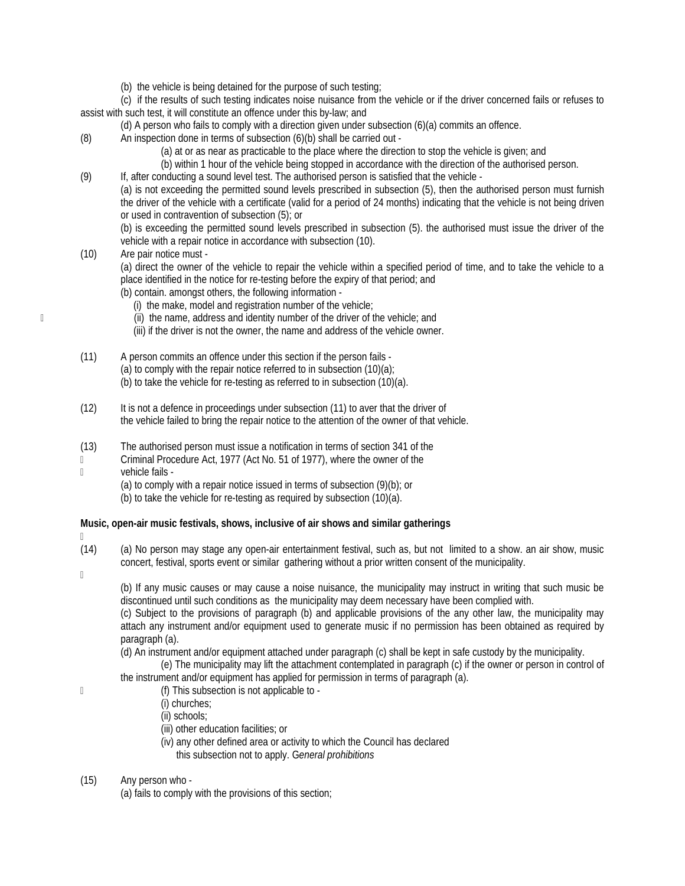(b) the vehicle is being detained for the purpose of such testing;

(c) if the results of such testing indicates noise nuisance from the vehicle or if the driver concerned fails or refuses to assist with such test, it will constitute an offence under this by-law; and

(d) A person who fails to comply with a direction given under subsection (6)(a) commits an offence.

(8) An inspection done in terms of subsection (6)(b) shall be carried out -

(a) at or as near as practicable to the place where the direction to stop the vehicle is given; and

(b) within 1 hour of the vehicle being stopped in accordance with the direction of the authorised person.

(9) If, after conducting a sound level test. The authorised person is satisfied that the vehicle -

(a) is not exceeding the permitted sound levels prescribed in subsection (5), then the authorised person must furnish the driver of the vehicle with a certificate (valid for a period of 24 months) indicating that the vehicle is not being driven or used in contravention of subsection (5); or

(b) is exceeding the permitted sound levels prescribed in subsection (5). the authorised must issue the driver of the vehicle with a repair notice in accordance with subsection (10).

(10) Are pair notice must -

(a) direct the owner of the vehicle to repair the vehicle within a specified period of time, and to take the vehicle to a place identified in the notice for re-testing before the expiry of that period; and

(b) contain. amongst others, the following information -

(i) the make, model and registration number of the vehicle;

(ii) the name, address and identity number of the driver of the vehicle; and

(iii) if the driver is not the owner, the name and address of the vehicle owner.

(11) A person commits an offence under this section if the person fails -

(a) to comply with the repair notice referred to in subsection (10)(a);

(b) to take the vehicle for re-testing as referred to in subsection (10)(a).

(12) It is not a defence in proceedings under subsection (11) to aver that the driver of the vehicle failed to bring the repair notice to the attention of the owner of that vehicle.

(13) The authorised person must issue a notification in terms of section 341 of the Criminal Procedure Act, 1977 (Act No. 51 of 1977), where the owner of the vehicle fails -

(a) to comply with a repair notice issued in terms of subsection (9)(b); or

(b) to take the vehicle for re-testing as required by subsection (10)(a).

**Music, open-air music festivals, shows, inclusive of air shows and similar gatherings**

(14) (a) No person may stage any open-air entertainment festival, such as, but not limited to a show. an air show, music concert, festival, sports event or similar gathering without a prior written consent of the municipality.

(b) If any music causes or may cause a noise nuisance, the municipality may instruct in writing that such music be discontinued until such conditions as the municipality may deem necessary have been complied with.

(c) Subject to the provisions of paragraph (b) and applicable provisions of the any other law, the municipality may attach any instrument and/or equipment used to generate music if no permission has been obtained as required by paragraph (a).

(d) An instrument and/or equipment attached under paragraph (c) shall be kept in safe custody by the municipality.

(e) The municipality may lift the attachment contemplated in paragraph (c) if the owner or person in control of the instrument and/or equipment has applied for permission in terms of paragraph (a).

(f) This subsection is not applicable to -

(i) churches;

(ii) schools;

(iii) other education facilities; or

(iv) any other defined area or activity to which the Council has declared this subsection not to apply. G*eneral prohibitions*

(15) Any person who -

(a) fails to comply with the provisions of this section;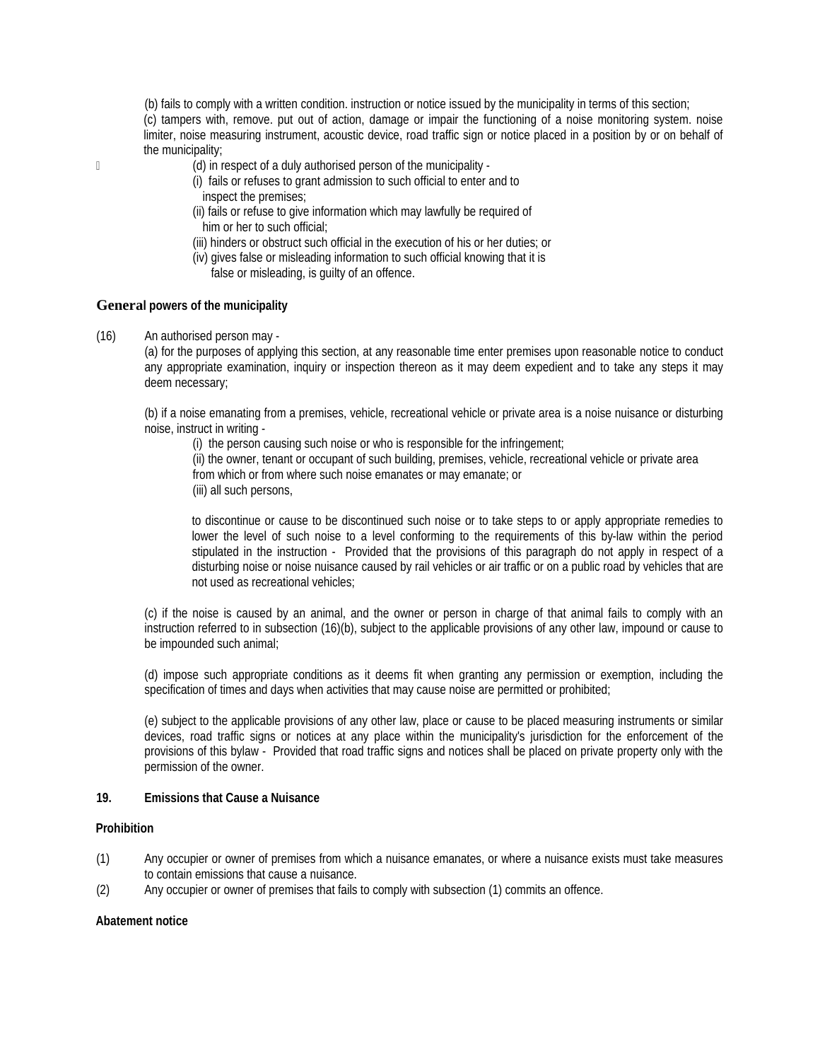(b) fails to comply with a written condition. instruction or notice issued by the municipality in terms of this section;

(c) tampers with, remove. put out of action, damage or impair the functioning of a noise monitoring system. noise limiter, noise measuring instrument, acoustic device, road traffic sign or notice placed in a position by or on behalf of the municipality;

(d) in respect of a duly authorised person of the municipality -

(i) fails or refuses to grant admission to such official to enter and to inspect the premises;

(ii) fails or refuse to give information which may lawfully be required of him or her to such official;

(iii) hinders or obstruct such official in the execution of his or her duties; or

(iv) gives false or misleading information to such official knowing that it is false or misleading, is guilty of an offence.

**General powers of the municipality**

(16) An authorised person may -

(a) for the purposes of applying this section, at any reasonable time enter premises upon reasonable notice to conduct any appropriate examination, inquiry or inspection thereon as it may deem expedient and to take any steps it may deem necessary;

(b) if a noise emanating from a premises, vehicle, recreational vehicle or private area is a noise nuisance or disturbing noise, instruct in writing -

(i) the person causing such noise or who is responsible for the infringement;

(ii) the owner, tenant or occupant of such building, premises, vehicle, recreational vehicle or private area from which or from where such noise emanates or may emanate; or

(iii) all such persons,

to discontinue or cause to be discontinued such noise or to take steps to or apply appropriate remedies to lower the level of such noise to a level conforming to the requirements of this by-law within the period stipulated in the instruction - Provided that the provisions of this paragraph do not apply in respect of a disturbing noise or noise nuisance caused by rail vehicles or air traffic or on a public road by vehicles that are not used as recreational vehicles;

(c) if the noise is caused by an animal, and the owner or person in charge of that animal fails to comply with an instruction referred to in subsection (16)(b), subject to the applicable provisions of any other law, impound or cause to be impounded such animal;

(d) impose such appropriate conditions as it deems fit when granting any permission or exemption, including the specification of times and days when activities that may cause noise are permitted or prohibited;

(e) subject to the applicable provisions of any other law, place or cause to be placed measuring instruments or similar devices, road traffic signs or notices at any place within the municipality's jurisdiction for the enforcement of the provisions of this bylaw - Provided that road traffic signs and notices shall be placed on private property only with the permission of the owner.

## 19. Emissions that Cause a Nuisance

**Prohibition**

(1) Any occupier or owner of premises from which a nuisance emanates, or where a nuisance exists must take measures to contain emissions that cause a nuisance.

(2) Any occupier or owner of premises that fails to comply with subsection (1) commits an offence.

**Abatement notice**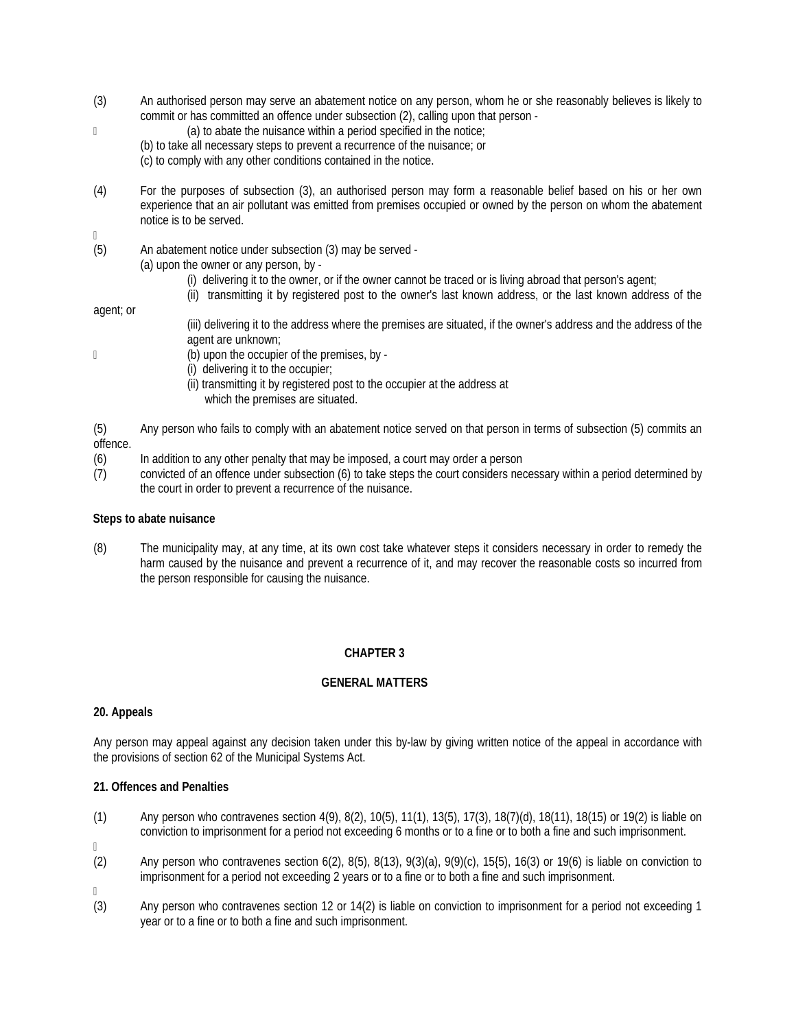(3) An authorised person may serve an abatement notice on any person, whom he or she reasonably believes is likely to commit or has committed an offence under subsection (2), calling upon that person -

(a) to abate the nuisance within a period specified in the notice;

(b) to take all necessary steps to prevent a recurrence of the nuisance; or

(c) to comply with any other conditions contained in the notice.

(4) For the purposes of subsection (3), an authorised person may form a reasonable belief based on his or her own experience that an air pollutant was emitted from premises occupied or owned by the person on whom the abatement notice is to be served.

(5) An abatement notice under subsection (3) may be served -

(a) upon the owner or any person, by -

(i) delivering it to the owner, or if the owner cannot be traced or is living abroad that person's agent;

(ii) transmitting it by registered post to the owner's last known address, or the last known address of the agent; or

(iii) delivering it to the address where the premises are situated, if the owner's address and the address of the agent are unknown;

(b) upon the occupier of the premises, by -

(i) delivering it to the occupier;

(ii) transmitting it by registered post to the occupier at the address at which the premises are situated.

(5) Any person who fails to comply with an abatement notice served on that person in terms of subsection (5) commits an offence.

(6) In addition to any other penalty that may be imposed, a court may order a person

(7) convicted of an offence under subsection (6) to take steps the court considers necessary within a period determined by the court in order to prevent a recurrence of the nuisance.

**Steps to abate nuisance**

(8) The municipality may, at any time, at its own cost take whatever steps it considers necessary in order to remedy the harm caused by the nuisance and prevent a recurrence of it, and may recover the reasonable costs so incurred from the person responsible for causing the nuisance.

## CHAPTER 3

## GENERAL MATTERS

### 20. Appeals

Any person may appeal against any decision taken under this by-law by giving written notice of the appeal in accordance with the provisions of section 62 of the Municipal Systems Act.

### 21. Offences and Penalties

(1) Any person who contravenes section 4(9), 8(2), 10(5), 11(1), 13(5), 17(3), 18(7)(d), 18(11), 18(15) or 19(2) is liable on conviction to imprisonment for a period not exceeding 6 months or to a fine or to both a fine and such imprisonment.

(2) Any person who contravenes section 6(2), 8(5), 8(13), 9(3)(a), 9(9)(c), 15{5), 16(3) or 19(6) is liable on conviction to imprisonment for a period not exceeding 2 years or to a fine or to both a fine and such imprisonment.

(3) Any person who contravenes section 12 or 14(2) is liable on conviction to imprisonment for a period not exceeding 1 year or to a fine or to both a fine and such imprisonment.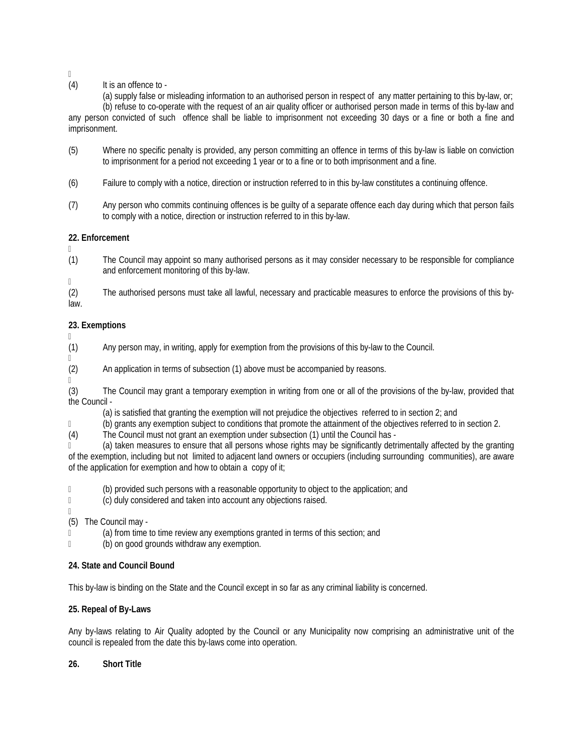(4) It is an offence to -

(a) supply false or misleading information to an authorised person in respect of any matter pertaining to this by-law, or;

(b) refuse to co-operate with the request of an air quality officer or authorised person made in terms of this by-law and any person convicted of such offence shall be liable to imprisonment not exceeding 30 days or a fine or both a fine and imprisonment.

(5) Where no specific penalty is provided, any person committing an offence in terms of this by-law is liable on conviction to imprisonment for a period not exceeding 1 year or to a fine or to both imprisonment and a fine.

(6) Failure to comply with a notice, direction or instruction referred to in this by-law constitutes a continuing offence.

(7) Any person who commits continuing offences is be guilty of a separate offence each day during which that person fails to comply with a notice, direction or instruction referred to in this by-law.

**22. Enforcement**

(1) The Council may appoint so many authorised persons as it may consider necessary to be responsible for compliance and enforcement monitoring of this by-law.

(2) The authorised persons must take all lawful, necessary and practicable measures to enforce the provisions of this by-law.

**23. Exemptions**

(1) Any person may, in writing, apply for exemption from the provisions of this by-law to the Council.

(2) An application in terms of subsection (1) above must be accompanied by reasons.

(3) The Council may grant a temporary exemption in writing from one or all of the provisions of the by-law, provided that the Council -

(a) is satisfied that granting the exemption will not prejudice the objectives referred to in section 2; and

(b) grants any exemption subject to conditions that promote the attainment of the objectives referred to in section 2.

(4) The Council must not grant an exemption under subsection (1) until the Council has -

(a) taken measures to ensure that all persons whose rights may be significantly detrimentally affected by the granting of the exemption, including but not limited to adjacent land owners or occupiers (including surrounding communities), are aware of the application for exemption and how to obtain a copy of it;

(b) provided such persons with a reasonable opportunity to object to the application; and

(c) duly considered and taken into account any objections raised.

(5) The Council may -

(a) from time to time review any exemptions granted in terms of this section; and

(b) on good grounds withdraw any exemption.

**24. State and Council Bound**

This by-law is binding on the State and the Council except in so far as any criminal liability is concerned.

**25. Repeal of By-Laws**

Any by-laws relating to Air Quality adopted by the Council or any Municipality now comprising an administrative unit of the council is repealed from the date this by-laws come into operation.

**26. Short Title**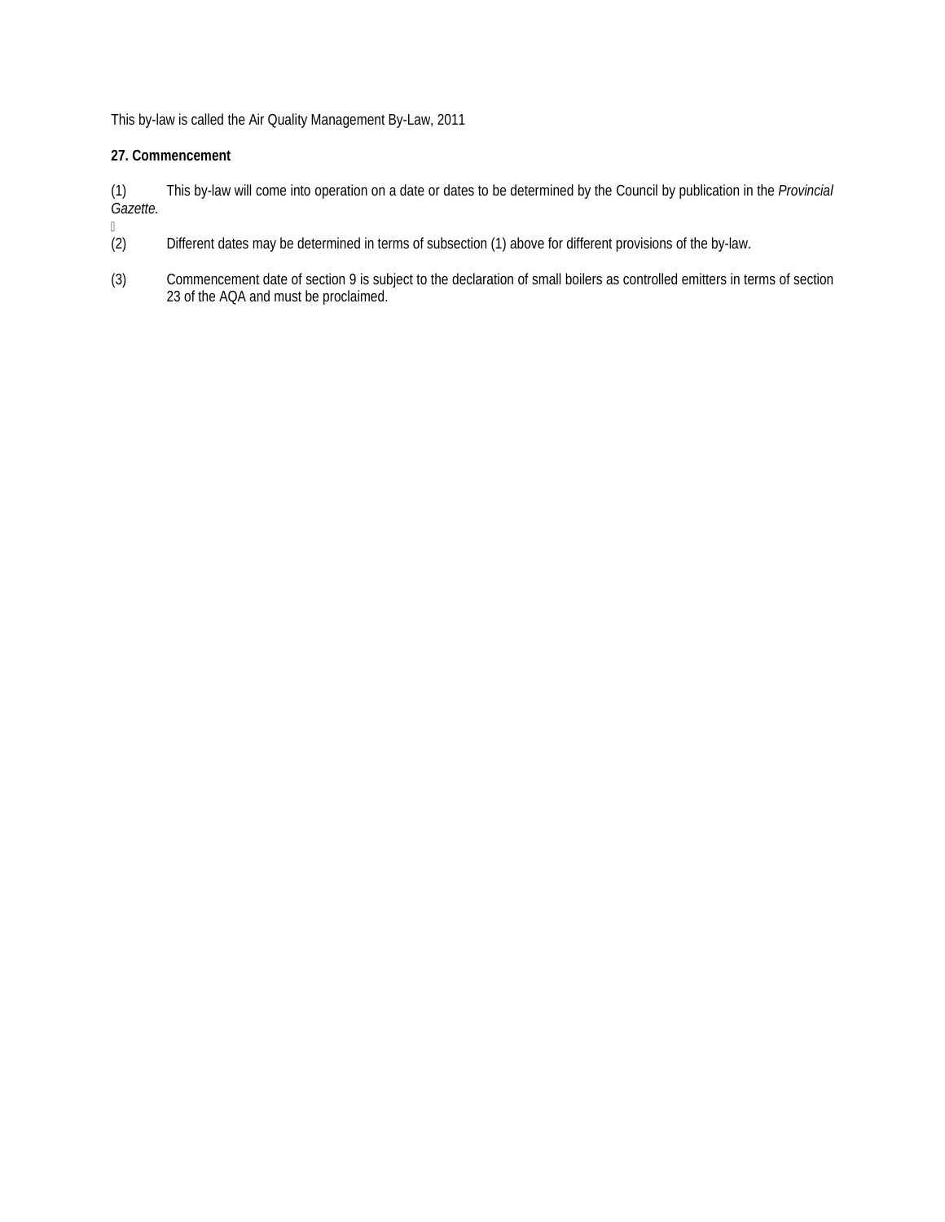This by-law is called the Air Quality Management By-Law, 2011

**27. Commencement**

(1) This by-law will come into operation on a date or dates to be determined by the Council by publication in the *Provincial Gazette.*

(2) Different dates may be determined in terms of subsection (1) above for different provisions of the by-law.

(3) Commencement date of section 9 is subject to the declaration of small boilers as controlled emitters in terms of section 23 of the AQA and must be proclaimed.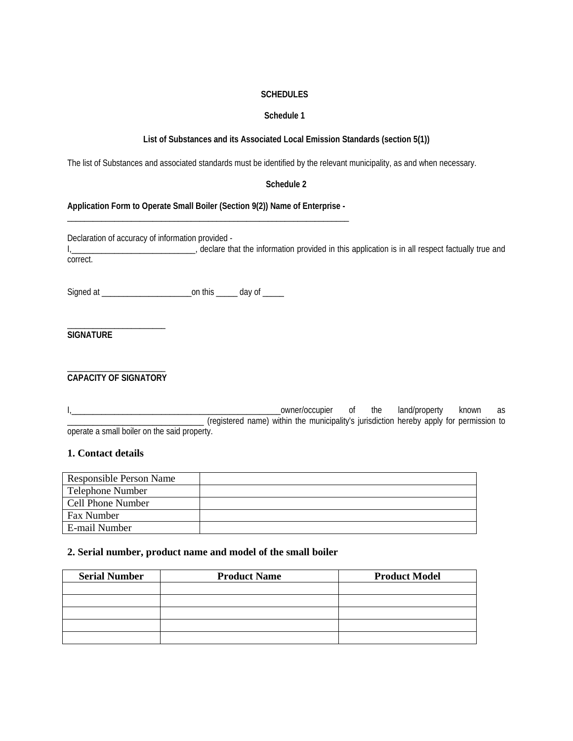**SCHEDULES**

**Schedule 1**

**List of Substances and its Associated Local Emission Standards (section 5(1))**

The list of Substances and associated standards must be identified by the relevant municipality, as and when necessary.

**Schedule 2**

**Application Form to Operate Small Boiler (Section 9(2)) Name of Enterprise -**
_________________________________________________________________

Declaration of accuracy of information provided -
I,_____________________________, declare that the information provided in this application is in all respect factually true and correct.

Signed at _____________________on this _____ day of _____

_______________________
**SIGNATURE**

_______________________
**CAPACITY OF SIGNATORY**

I,__________________________________________________owner/occupier of the land/property known as ________________________________ (registered name) within the municipality's jurisdiction hereby apply for permission to operate a small boiler on the said property.

## 1. Contact details

| Responsible Person Name | |
|---|---|
| Telephone Number | |
| Cell Phone Number | |
| Fax Number | |
| E-mail Number | |

## 2. Serial number, product name and model of the small boiler

| Serial Number | Product Name | Product Model |
|---|---|---|
| | | |
| | | |
| | | |
| | | |
| | | |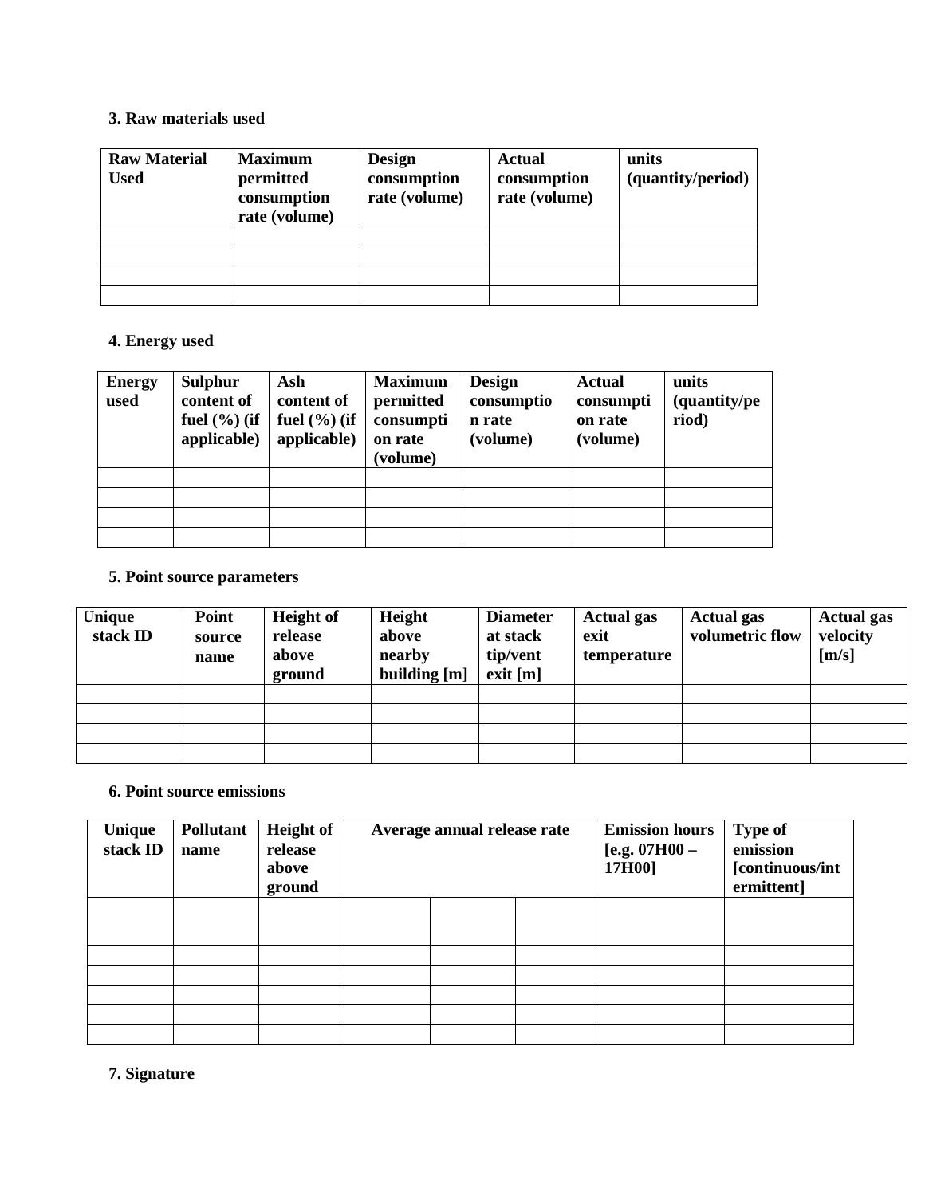### 3. Raw materials used

| Raw Material Used | Maximum permitted consumption rate (volume) | Design consumption rate (volume) | Actual consumption rate (volume) | units (quantity/period) |
|---|---|---|---|---|
| | | | | |
| | | | | |
| | | | | |
| | | | | |

### 4. Energy used

| Energy used | Sulphur content of fuel (%) (if applicable) | Ash content of fuel (%) (if applicable) | Maximum permitted consumption rate (volume) | Design consumption rate (volume) | Actual consumption rate (volume) | units (quantity/period) |
|---|---|---|---|---|---|---|
| | | | | | | |
| | | | | | | |
| | | | | | | |
| | | | | | | |

### 5. Point source parameters

| Unique stack ID | Point source name | Height of release above ground | Height above nearby building [m] | Diameter at stack tip/vent exit [m] | Actual gas exit temperature | Actual gas volumetric flow | Actual gas velocity [m/s] |
|---|---|---|---|---|---|---|---|
| | | | | | | | |
| | | | | | | | |
| | | | | | | | |
| | | | | | | | |

### 6. Point source emissions

| Unique stack ID | Pollutant name | Height of release above ground | Average annual release rate | | | Emission hours [e.g. 07H00 – 17H00] | Type of emission [continuous/intermittent] |
|---|---|---|---|---|---|---|---|
| | | | | | | | |
| | | | | | | | |
| | | | | | | | |
| | | | | | | | |
| | | | | | | | |
| | | | | | | | |

### 7. Signature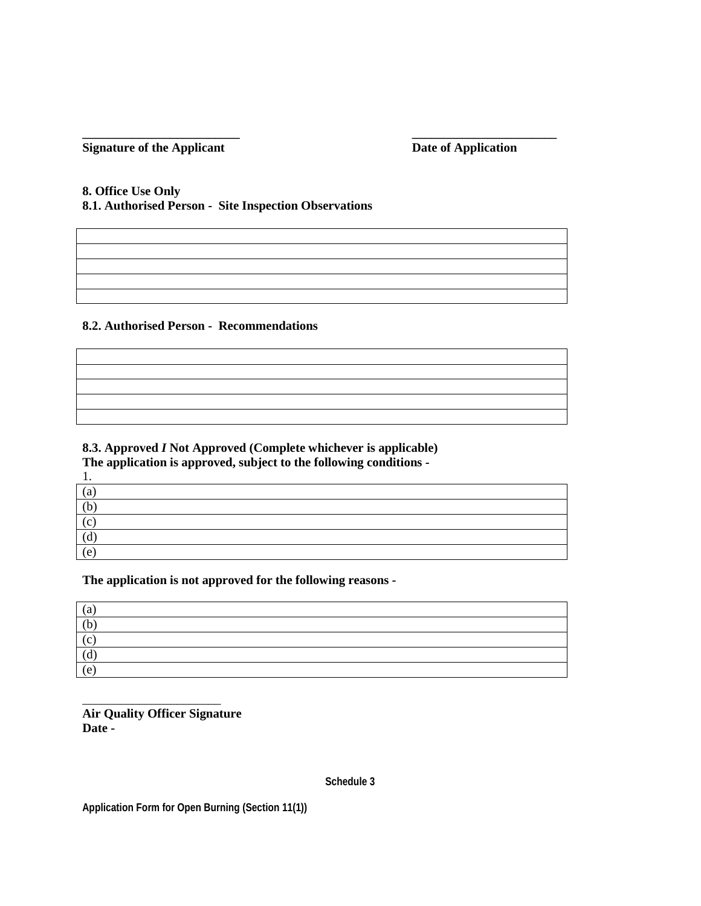\_\_\_\_\_\_\_\_\_\_\_\_\_\_\_\_\_\_\_\_\_\_\_\_\_\_ \_\_\_\_\_\_\_\_\_\_\_\_\_\_\_\_\_\_\_\_\_\_\_\_

**Signature of the Applicant** **Date of Application**

**8. Office Use Only**

**8.1. Authorised Person - Site Inspection Observations**

| |
|---|
| |
| |
| |
| |
| |

**8.2. Authorised Person - Recommendations**

| |
|---|
| |
| |
| |
| |
| |

**8.3. Approved *I* Not Approved (Complete whichever is applicable)**

**The application is approved, subject to the following conditions -**

1.

| |
|---|
| (a) |
| (b) |
| (c) |
| (d) |
| (e) |

**The application is not approved for the following reasons -**

| |
|---|
| (a) |
| (b) |
| (c) |
| (d) |
| (e) |

\_\_\_\_\_\_\_\_\_\_\_\_\_\_\_\_\_\_\_\_\_\_\_

**Air Quality Officer Signature**

**Date -**

**Schedule 3**

**Application Form for Open Burning (Section 11(1))**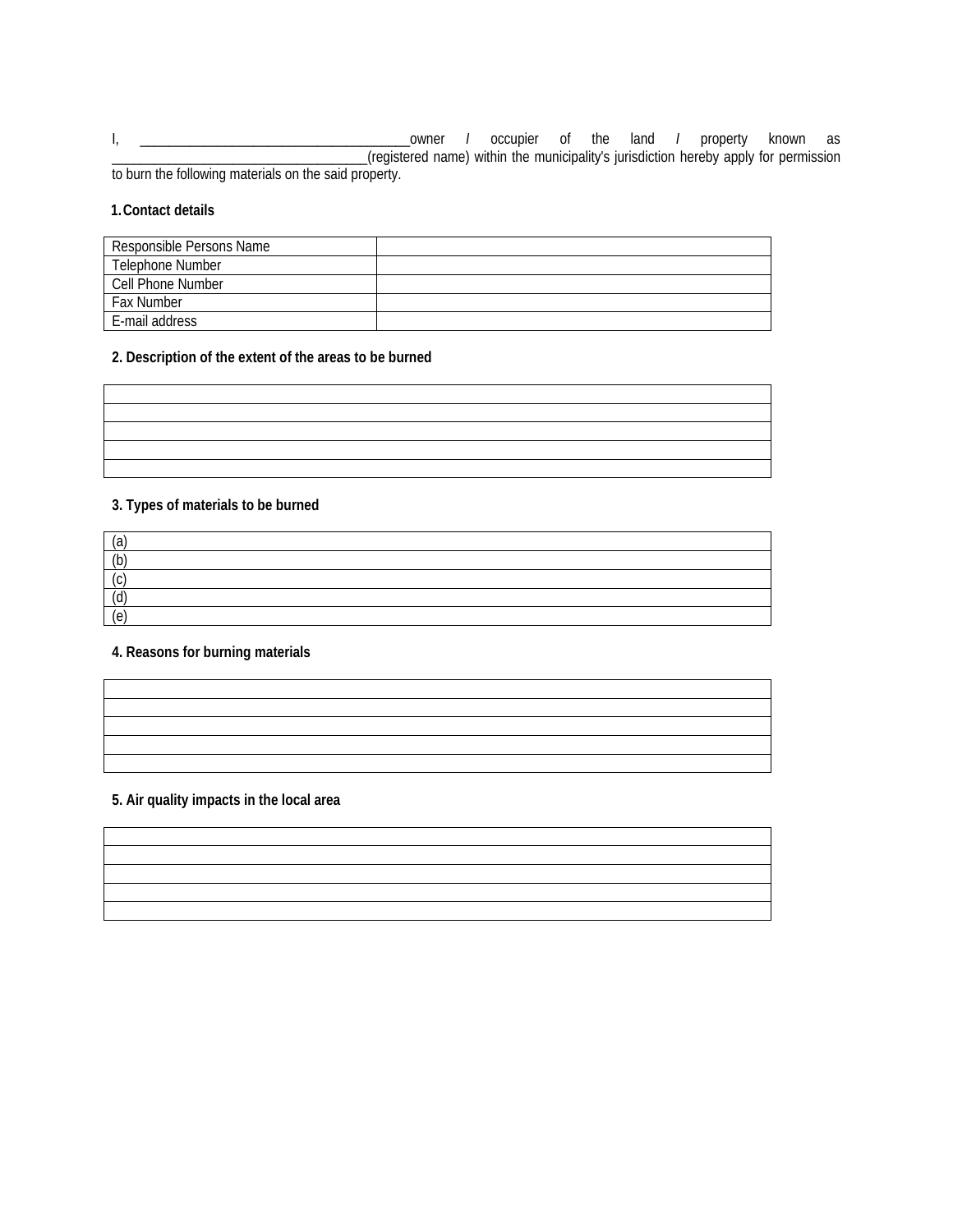I, ________________________________________owner / occupier of the land / property known as ____________________________________(registered name) within the municipality's jurisdiction hereby apply for permission to burn the following materials on the said property.

**1. Contact details**

| | |
|---|---|
| Responsible Persons Name | |
| Telephone Number | |
| Cell Phone Number | |
| Fax Number | |
| E-mail address | |

**2. Description of the extent of the areas to be burned**

| |
|---|
| |
| |
| |
| |
| |

**3. Types of materials to be burned**

| |
|---|
| (a) |
| (b) |
| (c) |
| (d) |
| (e) |

**4. Reasons for burning materials**

| |
|---|
| |
| |
| |
| |
| |

**5. Air quality impacts in the local area**

| |
|---|
| |
| |
| |
| |
| |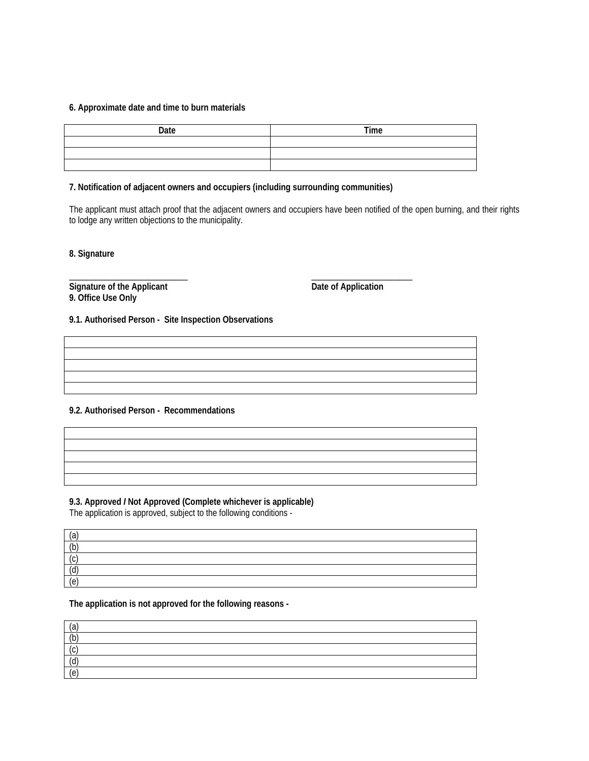**6. Approximate date and time to burn materials**

| Date | Time |
|---|---|
| | |
| | |
| | |

**7. Notification of adjacent owners and occupiers (including surrounding communities)**

The applicant must attach proof that the adjacent owners and occupiers have been notified of the open burning, and their rights to lodge any written objections to the municipality.

**8. Signature**

___________________________ ________________________

**Signature of the Applicant** **Date of Application**

**9. Office Use Only**

**9.1. Authorised Person - Site Inspection Observations**

| |
|---|
| |
| |
| |
| |
| |

**9.2. Authorised Person - Recommendations**

| |
|---|
| |
| |
| |
| |
| |

**9.3. Approved / Not Approved (Complete whichever is applicable)**

The application is approved, subject to the following conditions -

| |
|---|
| (a) |
| (b) |
| (c) |
| (d) |
| (e) |

**The application is not approved for the following reasons -**

| |
|---|
| (a) |
| (b) |
| (c) |
| (d) |
| (e) |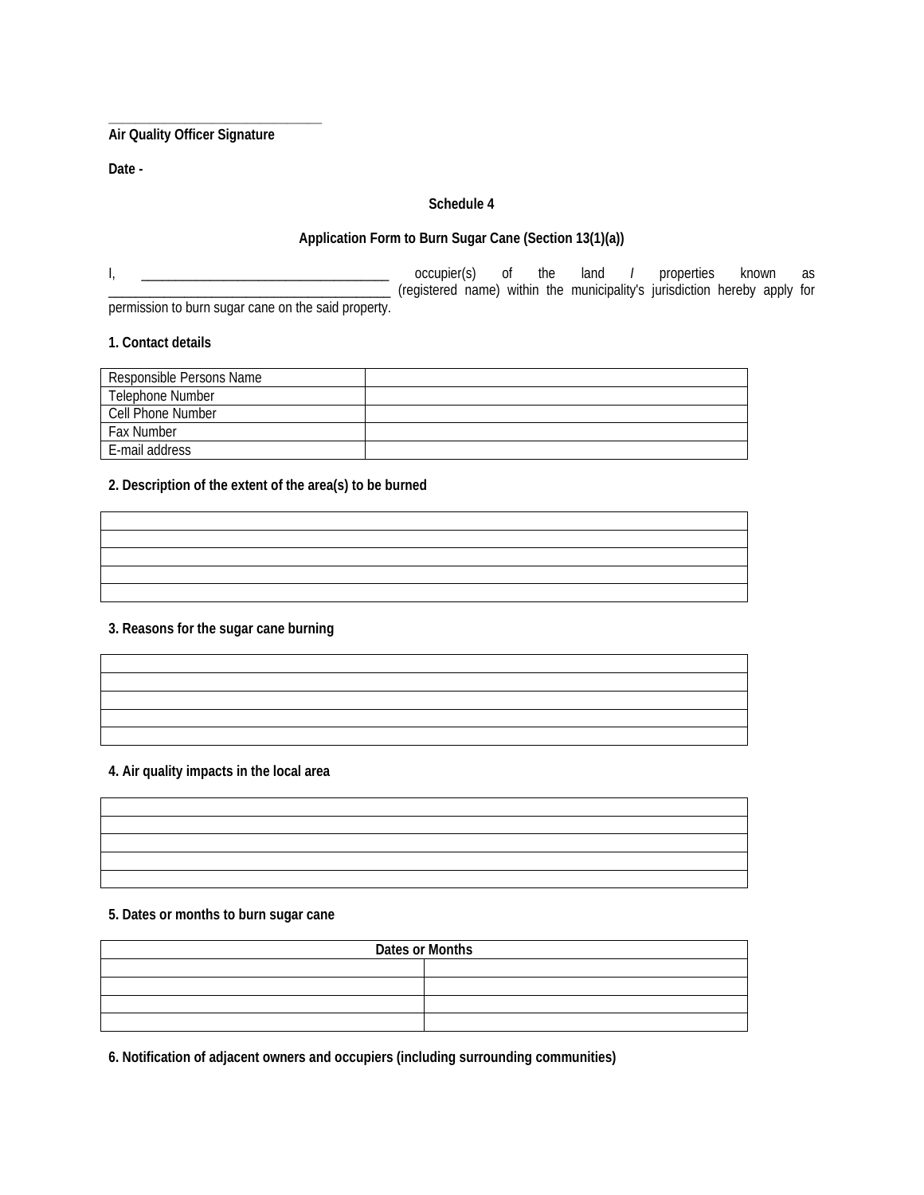______________________________
**Air Quality Officer Signature**

**Date -**

**Schedule 4**

**Application Form to Burn Sugar Cane (Section 13(1)(a))**

I, ______________________________________ occupier(s) of the land / properties known as ___________________________________________ (registered name) within the municipality's jurisdiction hereby apply for permission to burn sugar cane on the said property.

**1. Contact details**

| | |
|---|---|
| Responsible Persons Name | |
| Telephone Number | |
| Cell Phone Number | |
| Fax Number | |
| E-mail address | |

**2. Description of the extent of the area(s) to be burned**

| |
|---|
| |
| |
| |
| |
| |

**3. Reasons for the sugar cane burning**

| |
|---|
| |
| |
| |
| |
| |

**4. Air quality impacts in the local area**

| |
|---|
| |
| |
| |
| |
| |

**5. Dates or months to burn sugar cane**

| Dates or Months | |
|---|---|
| | |
| | |
| | |
| | |

**6. Notification of adjacent owners and occupiers (including surrounding communities)**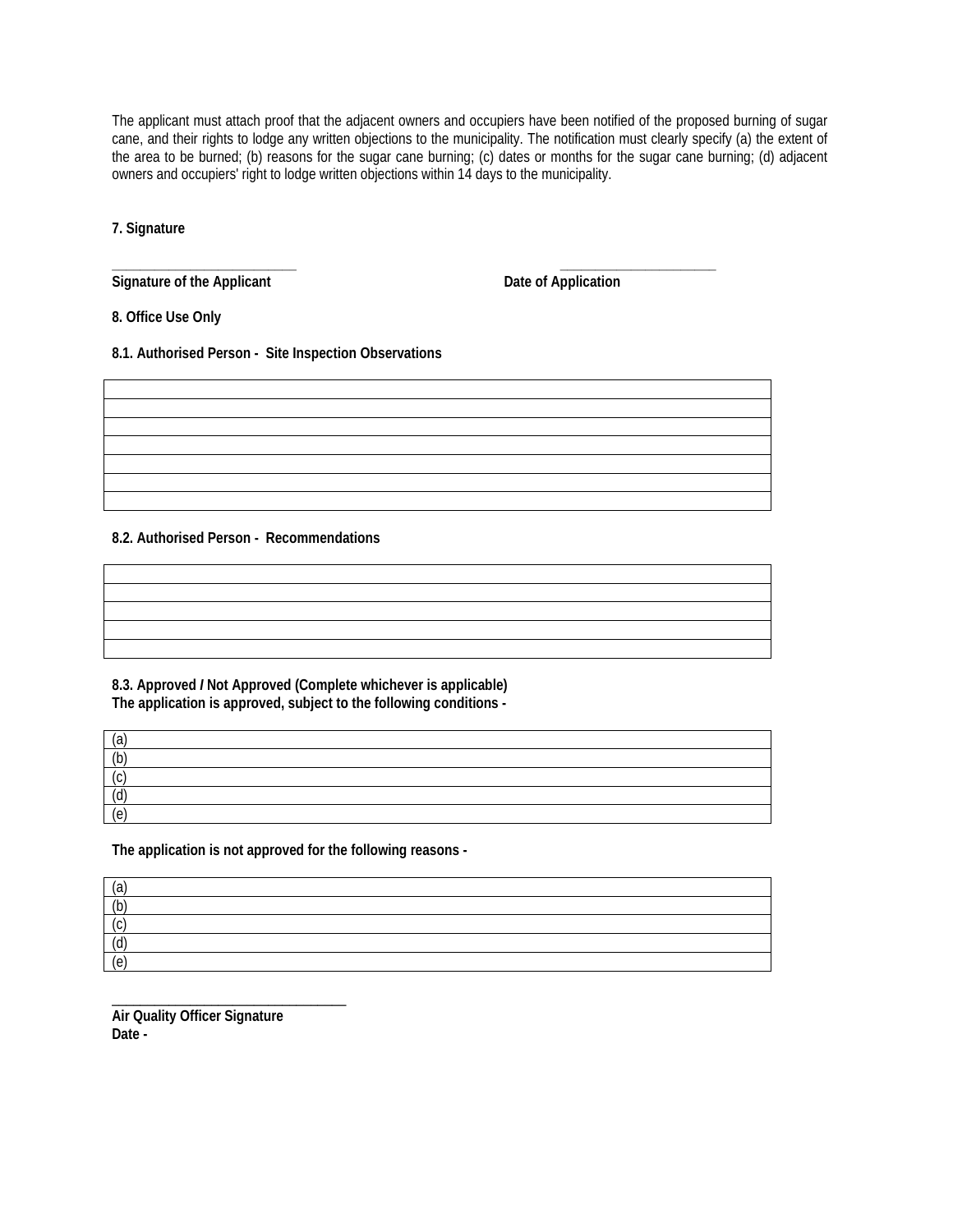The applicant must attach proof that the adjacent owners and occupiers have been notified of the proposed burning of sugar cane, and their rights to lodge any written objections to the municipality. The notification must clearly specify (a) the extent of the area to be burned; (b) reasons for the sugar cane burning; (c) dates or months for the sugar cane burning; (d) adjacent owners and occupiers' right to lodge written objections within 14 days to the municipality.

**7. Signature**

\_\_\_\_\_\_\_\_\_\_\_\_\_\_\_\_\_\_\_\_\_\_\_\_\_\_ \_\_\_\_\_\_\_\_\_\_\_\_\_\_\_\_\_\_\_\_\_\_\_\_

**Signature of the Applicant** **Date of Application**

**8. Office Use Only**

**8.1. Authorised Person - Site Inspection Observations**

| |
|---|
| |
| |
| |
| |
| |
| |

**8.2. Authorised Person - Recommendations**

| |
|---|
| |
| |
| |
| |

**8.3. Approved / Not Approved (Complete whichever is applicable)**
**The application is approved, subject to the following conditions -**

| (a) |
|---|
| (b) |
| (c) |
| (d) |
| (e) |

**The application is not approved for the following reasons -**

| (a) |
|---|
| (b) |
| (c) |
| (d) |
| (e) |

\_\_\_\_\_\_\_\_\_\_\_\_\_\_\_\_\_\_\_\_\_\_\_\_\_\_\_\_\_\_\_\_\_\_

**Air Quality Officer Signature**
**Date -**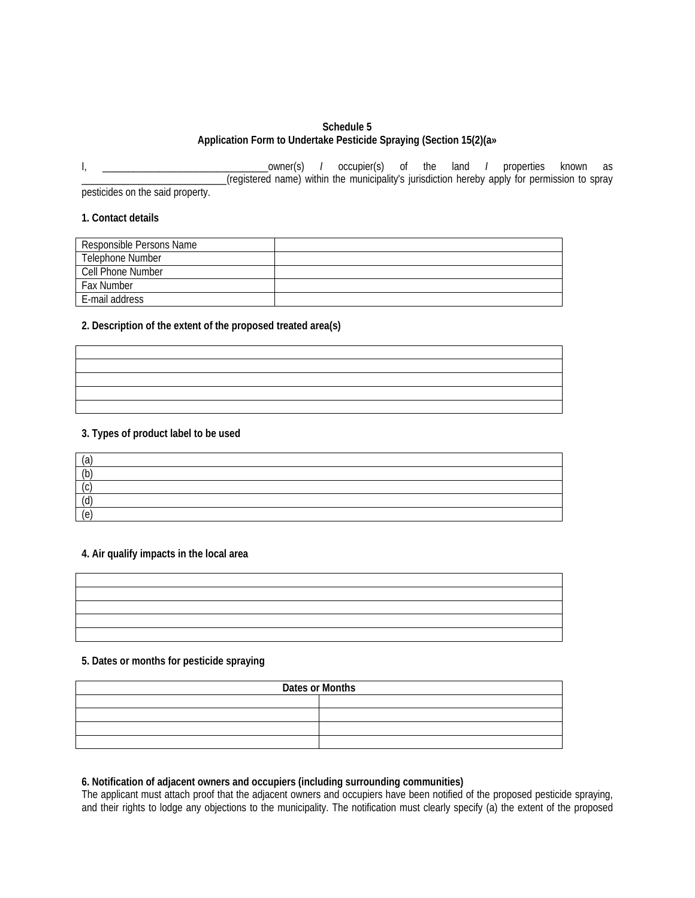**Schedule 5**
**Application Form to Undertake Pesticide Spraying (Section 15(2)(a»**

I, ________________________________owner(s) / occupier(s) of the land / properties known as ____________________________(registered name) within the municipality's jurisdiction hereby apply for permission to spray pesticides on the said property.

**1. Contact details**

| Responsible Persons Name | |
|---|---|
| Telephone Number | |
| Cell Phone Number | |
| Fax Number | |
| E-mail address | |

**2. Description of the extent of the proposed treated area(s)**

| |
|---|
| |
| |
| |
| |
| |

**3. Types of product label to be used**

| |
|---|
| (a) |
| (b) |
| (c) |
| (d) |
| (e) |

**4. Air qualify impacts in the local area**

| |
|---|
| |
| |
| |
| |
| |

**5. Dates or months for pesticide spraying**

| Dates or Months | |
|---|---|
| | |
| | |
| | |
| | |

**6. Notification of adjacent owners and occupiers (including surrounding communities)**
The applicant must attach proof that the adjacent owners and occupiers have been notified of the proposed pesticide spraying, and their rights to lodge any objections to the municipality. The notification must clearly specify (a) the extent of the proposed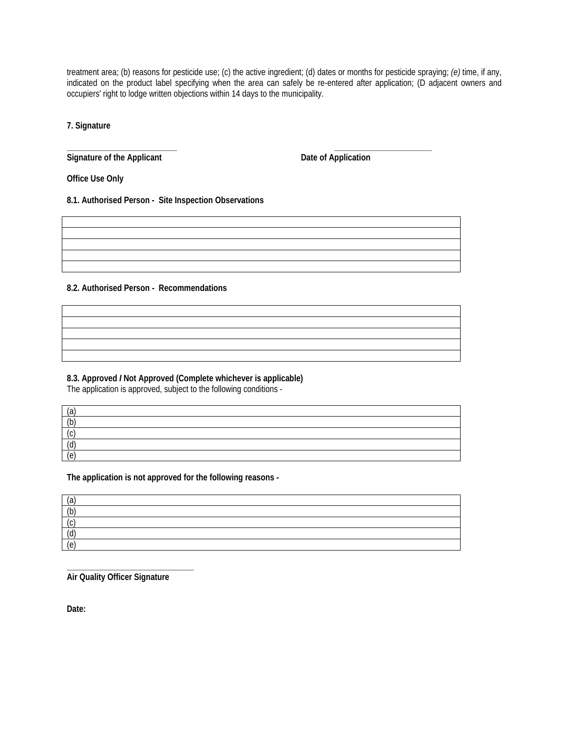treatment area; (b) reasons for pesticide use; (c) the active ingredient; (d) dates or months for pesticide spraying; *(e)* time, if any, indicated on the product label specifying when the area can safely be re-entered after application; (D adjacent owners and occupiers' right to lodge written objections within 14 days to the municipality.

**7. Signature**

\_\_\_\_\_\_\_\_\_\_\_\_\_\_\_\_\_\_\_\_\_\_\_\_\_\_ &nbsp;&nbsp;&nbsp;&nbsp;&nbsp;&nbsp;&nbsp;&nbsp;&nbsp;&nbsp;&nbsp;&nbsp;&nbsp;&nbsp;&nbsp;&nbsp;&nbsp;&nbsp;&nbsp;&nbsp;&nbsp;&nbsp;&nbsp;&nbsp;&nbsp;&nbsp;&nbsp;&nbsp;&nbsp;&nbsp;&nbsp;&nbsp;&nbsp;&nbsp;&nbsp;&nbsp;&nbsp;&nbsp;&nbsp;&nbsp; \_\_\_\_\_\_\_\_\_\_\_\_\_\_\_\_\_\_\_\_\_\_\_
**Signature of the Applicant** &nbsp;&nbsp;&nbsp;&nbsp;&nbsp;&nbsp;&nbsp;&nbsp;&nbsp;&nbsp;&nbsp;&nbsp;&nbsp;&nbsp;&nbsp;&nbsp;&nbsp;&nbsp;&nbsp;&nbsp;&nbsp;&nbsp;&nbsp;&nbsp;&nbsp;&nbsp;&nbsp;&nbsp;&nbsp;&nbsp;&nbsp;&nbsp;&nbsp;&nbsp;&nbsp;&nbsp;&nbsp;&nbsp;&nbsp;&nbsp; **Date of Application**

**Office Use Only**

**8.1. Authorised Person - Site Inspection Observations**

| |
|---|
| |
| |
| |
| |

**8.2. Authorised Person - Recommendations**

| |
|---|
| |
| |
| |
| |

**8.3. Approved / Not Approved (Complete whichever is applicable)**
The application is approved, subject to the following conditions -

| (a) |
|---|
| (b) |
| (c) |
| (d) |
| (e) |

**The application is not approved for the following reasons -**

| (a) |
|---|
| (b) |
| (c) |
| (d) |
| (e) |

\_\_\_\_\_\_\_\_\_\_\_\_\_\_\_\_\_\_\_\_\_\_\_\_\_\_\_\_\_\_
**Air Quality Officer Signature**

**Date:**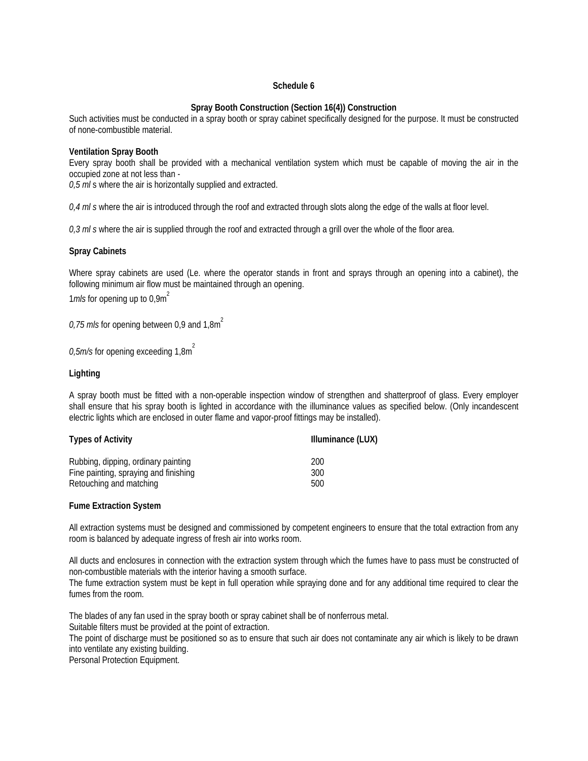## Schedule 6

### Spray Booth Construction (Section 16(4)) Construction

Such activities must be conducted in a spray booth or spray cabinet specifically designed for the purpose. It must be constructed of none-combustible material.

**Ventilation Spray Booth**

Every spray booth shall be provided with a mechanical ventilation system which must be capable of moving the air in the occupied zone at not less than -

*0,5 ml* s where the air is horizontally supplied and extracted.

*0,4 ml s* where the air is introduced through the roof and extracted through slots along the edge of the walls at floor level.

*0,3 ml s* where the air is supplied through the roof and extracted through a grill over the whole of the floor area.

**Spray Cabinets**

Where spray cabinets are used (Le. where the operator stands in front and sprays through an opening into a cabinet), the following minimum air flow must be maintained through an opening.

1*mls* for opening up to 0,9$m^2$

*0,75 mls* for opening between 0,9 and 1,8$m^2$

*0,5m/s* for opening exceeding 1,8$m^2$

**Lighting**

A spray booth must be fitted with a non-operable inspection window of strengthen and shatterproof of glass. Every employer shall ensure that his spray booth is lighted in accordance with the illuminance values as specified below. (Only incandescent electric lights which are enclosed in outer flame and vapor-proof fittings may be installed).

| Types of Activity | Illuminance (LUX) |
|---|---|
| Rubbing, dipping, ordinary painting | 200 |
| Fine painting, spraying and finishing | 300 |
| Retouching and matching | 500 |

**Fume Extraction System**

All extraction systems must be designed and commissioned by competent engineers to ensure that the total extraction from any room is balanced by adequate ingress of fresh air into works room.

All ducts and enclosures in connection with the extraction system through which the fumes have to pass must be constructed of non-combustible materials with the interior having a smooth surface.
The fume extraction system must be kept in full operation while spraying done and for any additional time required to clear the fumes from the room.

The blades of any fan used in the spray booth or spray cabinet shall be of nonferrous metal.
Suitable filters must be provided at the point of extraction.
The point of discharge must be positioned so as to ensure that such air does not contaminate any air which is likely to be drawn into ventilate any existing building.
Personal Protection Equipment.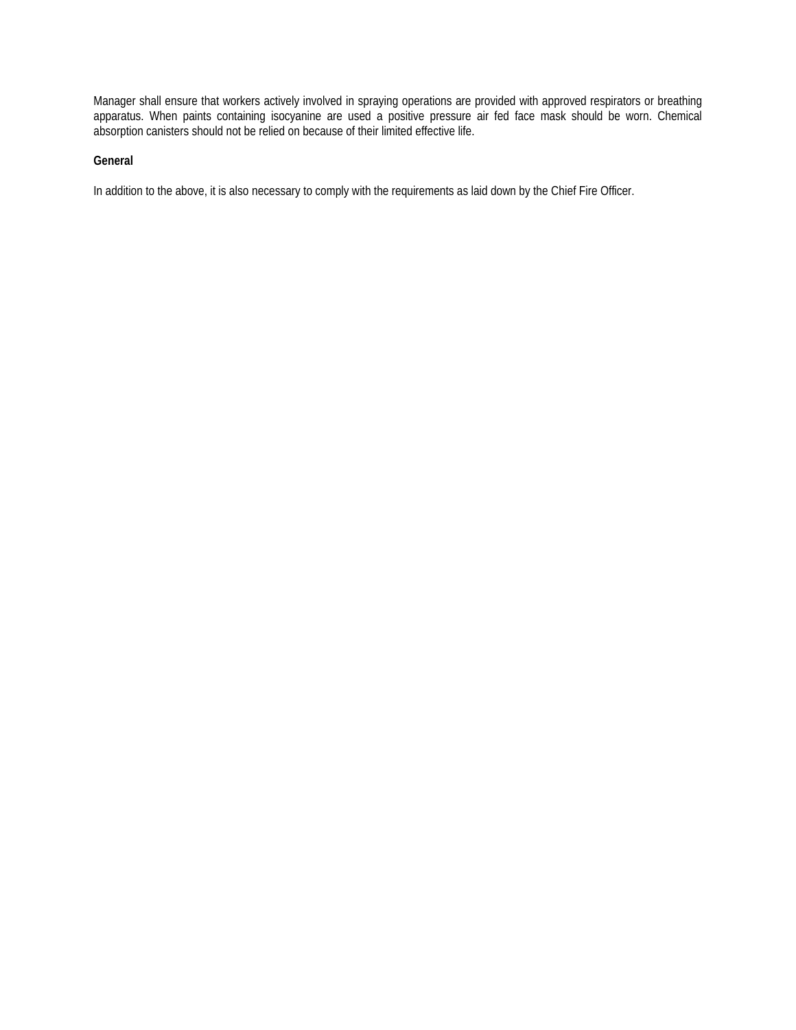Manager shall ensure that workers actively involved in spraying operations are provided with approved respirators or breathing apparatus. When paints containing isocyanine are used a positive pressure air fed face mask should be worn. Chemical absorption canisters should not be relied on because of their limited effective life.

**General**

In addition to the above, it is also necessary to comply with the requirements as laid down by the Chief Fire Officer.